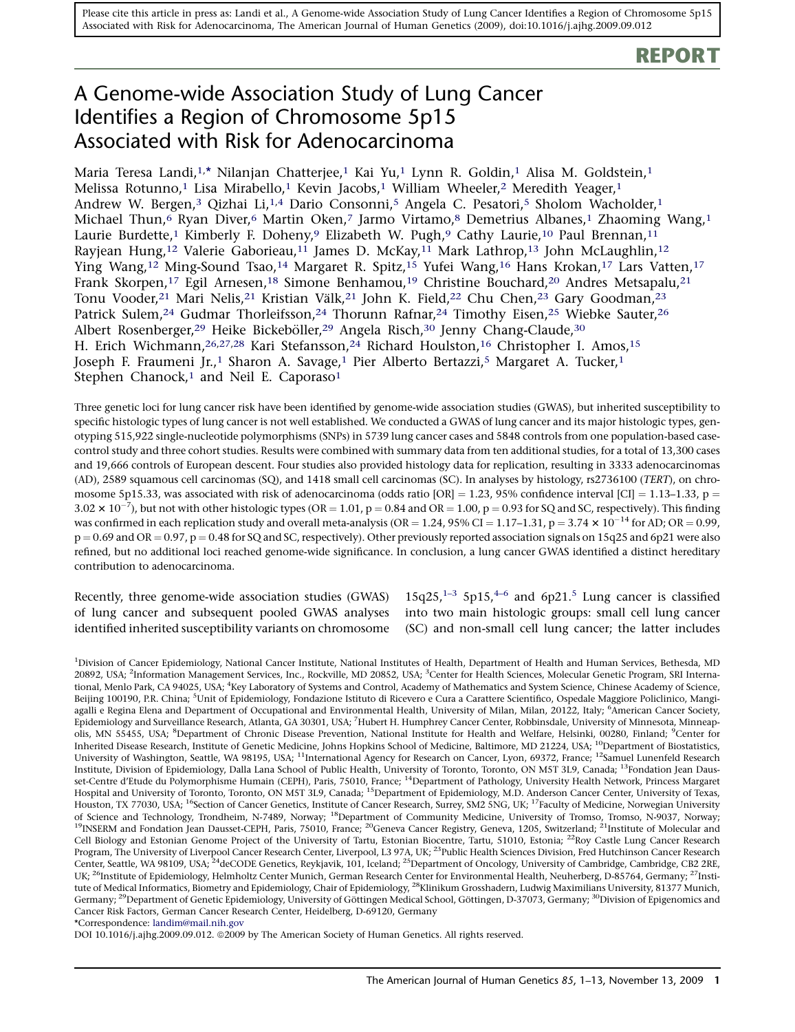Please cite this article in press as: Landi et al., A Genome-wide Association Study of Lung Cancer Identifies a Region of Chromosome 5p15 Associated with Risk for Adenocarcinoma, The American Journal of Human Genetics (2009), doi:10.1016/j.ajhg.2009.09.012

**REPORT**

# A Genome-wide Association Study of Lung Cancer Identifies a Region of Chromosome 5p15 Associated with Risk for Adenocarcinoma

Maria Teresa Landi,[1,*] Nilanjan Chatterjee,[1] Kai Yu,[1] Lynn R. Goldin,[1] Alisa M. Goldstein,[1] Melissa Rotunno,[1] Lisa Mirabello,[1] Kevin Jacobs,[1] William Wheeler,[2] Meredith Yeager,[1] Andrew W. Bergen,[3] Qizhai Li,[1,4] Dario Consonni,[5] Angela C. Pesatori,[5] Sholom Wacholder,[1] Michael Thun,[6] Ryan Diver,[6] Martin Oken,[7] Jarmo Virtamo,[8] Demetrius Albanes,[1] Zhaoming Wang,[1] Laurie Burdette,[1] Kimberly F. Doheny,[9] Elizabeth W. Pugh,[9] Cathy Laurie,[10] Paul Brennan,[11] Rayjean Hung,[12] Valerie Gaborieau,[11] James D. McKay,[11] Mark Lathrop,[13] John McLaughlin,[12] Ying Wang,[12] Ming-Sound Tsao,[14] Margaret R. Spitz,[15] Yufei Wang,[16] Hans Krokan,[17] Lars Vatten,[17] Frank Skorpen,[17] Egil Arnesen,[18] Simone Benhamou,[19] Christine Bouchard,[20] Andres Metsapalu,[21] Tonu Vooder,[21] Mari Nelis,[21] Kristian Välk,[21] John K. Field,[22] Chu Chen,[23] Gary Goodman,[23] Patrick Sulem,[24] Gudmar Thorleifsson,[24] Thorunn Rafnar,[24] Timothy Eisen,[25] Wiebke Sauter,[26] Albert Rosenberger,[29] Heike Bickeböller,[29] Angela Risch,[30] Jenny Chang-Claude,[30] H. Erich Wichmann,[26,27,28] Kari Stefansson,[24] Richard Houlston,[16] Christopher I. Amos,[15] Joseph F. Fraumeni Jr.,[1] Sharon A. Savage,[1] Pier Alberto Bertazzi,[5] Margaret A. Tucker,[1] Stephen Chanock,[1] and Neil E. Caporaso[1]

Three genetic loci for lung cancer risk have been identified by genome-wide association studies (GWAS), but inherited susceptibility to specific histologic types of lung cancer is not well established. We conducted a GWAS of lung cancer and its major histologic types, genotyping 515,922 single-nucleotide polymorphisms (SNPs) in 5739 lung cancer cases and 5848 controls from one population-based case-control study and three cohort studies. Results were combined with summary data from ten additional studies, for a total of 13,300 cases and 19,666 controls of European descent. Four studies also provided histology data for replication, resulting in 3333 adenocarcinomas (AD), 2589 squamous cell carcinomas (SQ), and 1418 small cell carcinomas (SC). In analyses by histology, rs2736100 (*TERT*), on chromosome 5p15.33, was associated with risk of adenocarcinoma (odds ratio [OR] = 1.23, 95% confidence interval [CI] = 1.13–1.33, $p = 3.02 \times 10^{-7}$), but not with other histologic types (OR = 1.01, p = 0.84 and OR = 1.00, p = 0.93 for SQ and SC, respectively). This finding was confirmed in each replication study and overall meta-analysis (OR = 1.24, 95% CI = 1.17–1.31, $p = 3.74 \times 10^{-14}$ for AD; OR = 0.99, p = 0.69 and OR = 0.97, p = 0.48 for SQ and SC, respectively). Other previously reported association signals on 15q25 and 6p21 were also refined, but no additional loci reached genome-wide significance. In conclusion, a lung cancer GWAS identified a distinct hereditary contribution to adenocarcinoma.

Recently, three genome-wide association studies (GWAS) of lung cancer and subsequent pooled GWAS analyses identified inherited susceptibility variants on chromosome 15q25,[1–3] 5p15,[4–6] and 6p21.[5] Lung cancer is classified into two main histologic groups: small cell lung cancer (SC) and non-small cell lung cancer; the latter includes

[1]Division of Cancer Epidemiology, National Cancer Institute, National Institutes of Health, Department of Health and Human Services, Bethesda, MD 20892, USA; [2]Information Management Services, Inc., Rockville, MD 20852, USA; [3]Center for Health Sciences, Molecular Genetic Program, SRI International, Menlo Park, CA 94025, USA; [4]Key Laboratory of Systems and Control, Academy of Mathematics and System Science, Chinese Academy of Science, Beijing 100190, P.R. China; [5]Unit of Epidemiology, Fondazione Istituto di Ricevero e Cura a Carattere Scientifico, Ospedale Maggiore Policlinico, Mangiagalli e Regina Elena and Department of Occupational and Environmental Health, University of Milan, Milan, 20122, Italy; [6]American Cancer Society, Epidemiology and Surveillance Research, Atlanta, GA 30301, USA; [7]Hubert H. Humphrey Cancer Center, Robbinsdale, University of Minnesota, Minneapolis, MN 55455, USA; [8]Department of Chronic Disease Prevention, National Institute for Health and Welfare, Helsinki, 00280, Finland; [9]Center for Inherited Disease Research, Institute of Genetic Medicine, Johns Hopkins School of Medicine, Baltimore, MD 21224, USA; [10]Department of Biostatistics, University of Washington, Seattle, WA 98195, USA; [11]International Agency for Research on Cancer, Lyon, 69372, France; [12]Samuel Lunenfeld Research Institute, Division of Epidemiology, Dalla Lana School of Public Health, University of Toronto, Toronto, ON M5T 3L9, Canada; [13]Fondation Jean Dausset-Centre d'Etude du Polymorphisme Humain (CEPH), Paris, 75010, France; [14]Department of Pathology, University Health Network, Princess Margaret Hospital and University of Toronto, Toronto, ON M5T 3L9, Canada; [15]Department of Epidemiology, M.D. Anderson Cancer Center, University of Texas, Houston, TX 77030, USA; [16]Section of Cancer Genetics, Institute of Cancer Research, Surrey, SM2 5NG, UK; [17]Faculty of Medicine, Norwegian University of Science and Technology, Trondheim, N-7489, Norway; [18]Department of Community Medicine, University of Tromso, Tromso, N-9037, Norway; [19]INSERM and Fondation Jean Dausset-CEPH, Paris, 75010, France; [20]Geneva Cancer Registry, Geneva, 1205, Switzerland; [21]Institute of Molecular and Cell Biology and Estonian Genome Project of the University of Tartu, Estonian Biocentre, Tartu, 51010, Estonia; [22]Roy Castle Lung Cancer Research Program, The University of Liverpool Cancer Research Center, Liverpool, L3 97A, UK; [23]Public Health Sciences Division, Fred Hutchinson Cancer Research Center, Seattle, WA 98109, USA; [24]deCODE Genetics, Reykjavik, 101, Iceland; [25]Department of Oncology, University of Cambridge, Cambridge, CB2 2RE, UK; [26]Institute of Epidemiology, Helmholtz Center Munich, German Research Center for Environmental Health, Neuherberg, D-85764, Germany; [27]Institute of Medical Informatics, Biometry and Epidemiology, Chair of Epidemiology, [28]Klinikum Grosshadern, Ludwig Maximilians University, 81377 Munich, Germany; [29]Department of Genetic Epidemiology, University of Göttingen Medical School, Göttingen, D-37073, Germany; [30]Division of Epigenomics and Cancer Risk Factors, German Cancer Research Center, Heidelberg, D-69120, Germany

*Correspondence: landim@mail.nih.gov

DOI 10.1016/j.ajhg.2009.09.012. ©2009 by The American Society of Human Genetics. All rights reserved.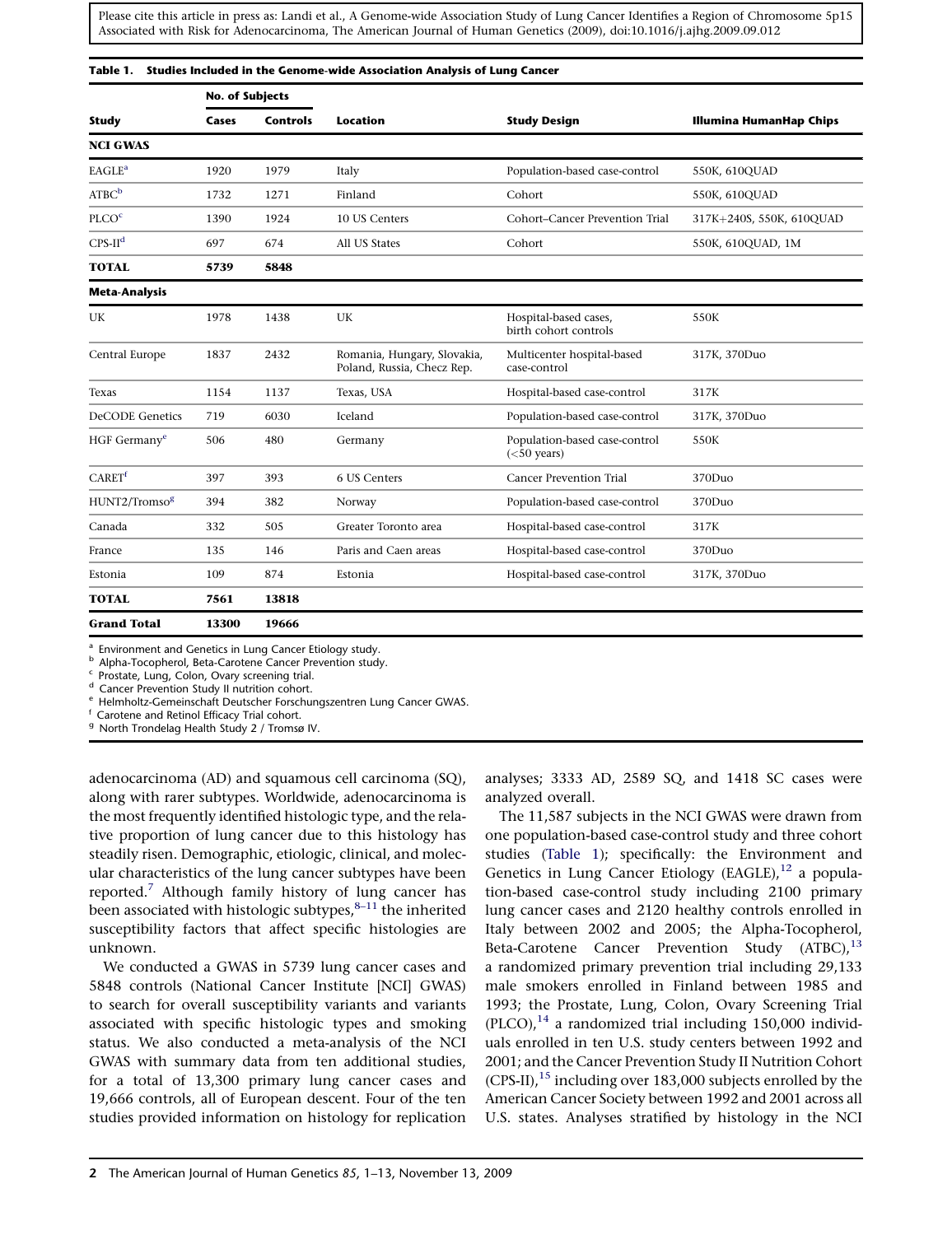**Table 1. Studies Included in the Genome-wide Association Analysis of Lung Cancer**

| Study | No. of Subjects | | Location | Study Design | Illumina HumanHap Chips |
|---|---|---|---|---|---|
| | Cases | Controls | | | |
| **NCI GWAS** | | | | | |
| EAGLE[a] | 1920 | 1979 | Italy | Population-based case-control | 550K, 610QUAD |
| ATBC[b] | 1732 | 1271 | Finland | Cohort | 550K, 610QUAD |
| PLCO[c] | 1390 | 1924 | 10 US Centers | Cohort–Cancer Prevention Trial | 317K+240S, 550K, 610QUAD |
| CPS-II[d] | 697 | 674 | All US States | Cohort | 550K, 610QUAD, 1M |
| **TOTAL** | **5739** | **5848** | | | |
| **Meta-Analysis** | | | | | |
| UK | 1978 | 1438 | UK | Hospital-based cases, birth cohort controls | 550K |
| Central Europe | 1837 | 2432 | Romania, Hungary, Slovakia, Poland, Russia, Checz Rep. | Multicenter hospital-based case-control | 317K, 370Duo |
| Texas | 1154 | 1137 | Texas, USA | Hospital-based case-control | 317K |
| DeCODE Genetics | 719 | 6030 | Iceland | Population-based case-control | 317K, 370Duo |
| HGF Germany[e] | 506 | 480 | Germany | Population-based case-control (<50 years) | 550K |
| CARET[f] | 397 | 393 | 6 US Centers | Cancer Prevention Trial | 370Duo |
| HUNT2/Tromso[g] | 394 | 382 | Norway | Population-based case-control | 370Duo |
| Canada | 332 | 505 | Greater Toronto area | Hospital-based case-control | 317K |
| France | 135 | 146 | Paris and Caen areas | Hospital-based case-control | 370Duo |
| Estonia | 109 | 874 | Estonia | Hospital-based case-control | 317K, 370Duo |
| **TOTAL** | **7561** | **13818** | | | |
| **Grand Total** | **13300** | **19666** | | | |

[a] Environment and Genetics in Lung Cancer Etiology study.
[b] Alpha-Tocopherol, Beta-Carotene Cancer Prevention study.
[c] Prostate, Lung, Colon, Ovary screening trial.
[d] Cancer Prevention Study II nutrition cohort.
[e] Helmholtz-Gemeinschaft Deutscher Forschungszentren Lung Cancer GWAS.
[f] Carotene and Retinol Efficacy Trial cohort.
[g] North Trondelag Health Study 2 / Tromsø IV.

adenocarcinoma (AD) and squamous cell carcinoma (SQ), along with rarer subtypes. Worldwide, adenocarcinoma is the most frequently identified histologic type, and the relative proportion of lung cancer due to this histology has steadily risen. Demographic, etiologic, clinical, and molecular characteristics of the lung cancer subtypes have been reported.[7] Although family history of lung cancer has been associated with histologic subtypes,[8–11] the inherited susceptibility factors that affect specific histologies are unknown.

We conducted a GWAS in 5739 lung cancer cases and 5848 controls (National Cancer Institute [NCI] GWAS) to search for overall susceptibility variants and variants associated with specific histologic types and smoking status. We also conducted a meta-analysis of the NCI GWAS with summary data from ten additional studies, for a total of 13,300 primary lung cancer cases and 19,666 controls, all of European descent. Four of the ten studies provided information on histology for replication analyses; 3333 AD, 2589 SQ, and 1418 SC cases were analyzed overall.

The 11,587 subjects in the NCI GWAS were drawn from one population-based case-control study and three cohort studies (Table 1); specifically: the Environment and Genetics in Lung Cancer Etiology (EAGLE),[12] a population-based case-control study including 2100 primary lung cancer cases and 2120 healthy controls enrolled in Italy between 2002 and 2005; the Alpha-Tocopherol, Beta-Carotene Cancer Prevention Study (ATBC),[13] a randomized primary prevention trial including 29,133 male smokers enrolled in Finland between 1985 and 1993; the Prostate, Lung, Colon, Ovary Screening Trial (PLCO),[14] a randomized trial including 150,000 individuals enrolled in ten U.S. study centers between 1992 and 2001; and the Cancer Prevention Study II Nutrition Cohort (CPS-II),[15] including over 183,000 subjects enrolled by the American Cancer Society between 1992 and 2001 across all U.S. states. Analyses stratified by histology in the NCI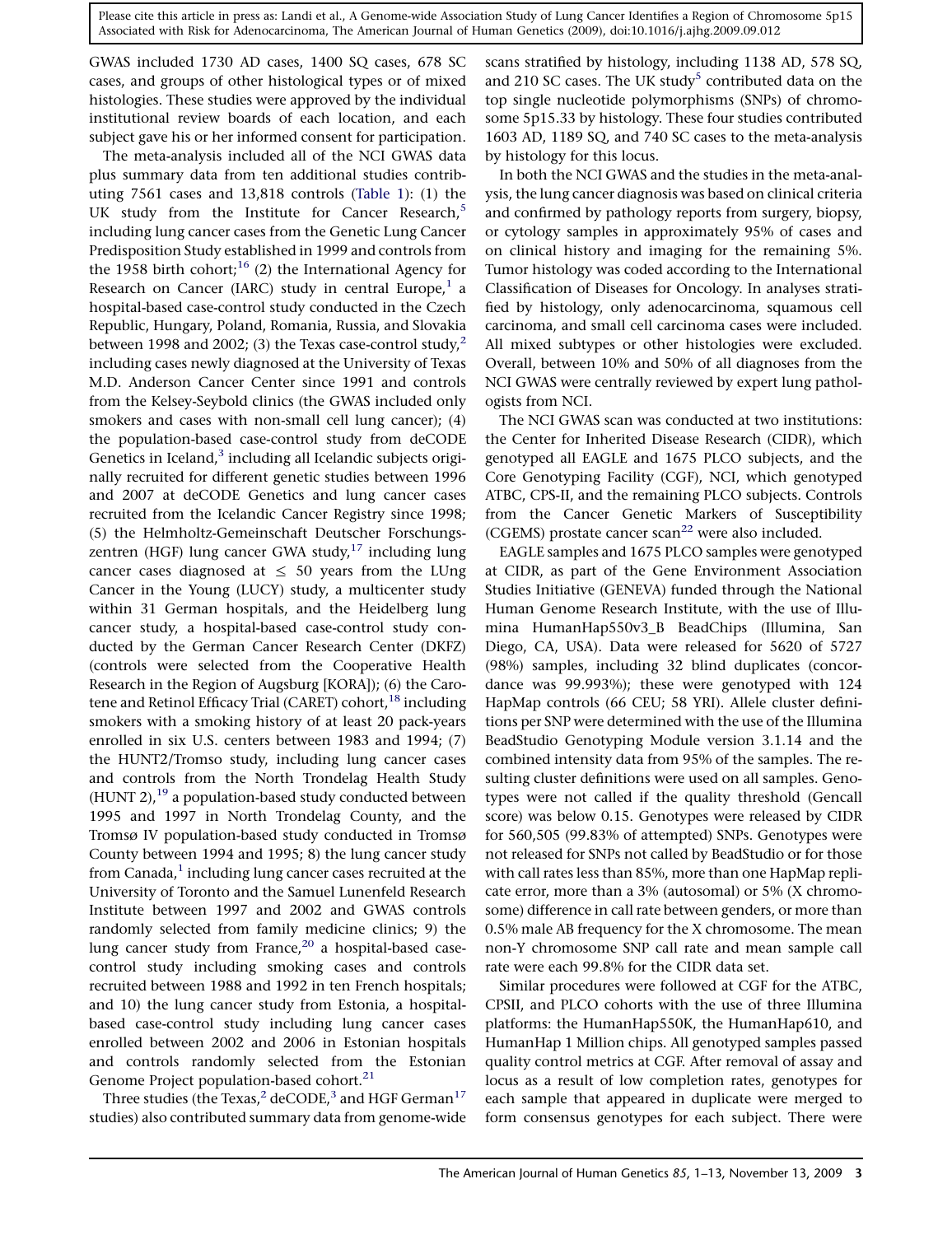GWAS included 1730 AD cases, 1400 SQ cases, 678 SC cases, and groups of other histological types or of mixed histologies. These studies were approved by the individual institutional review boards of each location, and each subject gave his or her informed consent for participation.

The meta-analysis included all of the NCI GWAS data plus summary data from ten additional studies contributing 7561 cases and 13,818 controls (Table 1): (1) the UK study from the Institute for Cancer Research,[5] including lung cancer cases from the Genetic Lung Cancer Predisposition Study established in 1999 and controls from the 1958 birth cohort;[16] (2) the International Agency for Research on Cancer (IARC) study in central Europe,[1] a hospital-based case-control study conducted in the Czech Republic, Hungary, Poland, Romania, Russia, and Slovakia between 1998 and 2002; (3) the Texas case-control study,[2] including cases newly diagnosed at the University of Texas M.D. Anderson Cancer Center since 1991 and controls from the Kelsey-Seybold clinics (the GWAS included only smokers and cases with non-small cell lung cancer); (4) the population-based case-control study from deCODE Genetics in Iceland,[3] including all Icelandic subjects originally recruited for different genetic studies between 1996 and 2007 at deCODE Genetics and lung cancer cases recruited from the Icelandic Cancer Registry since 1998; (5) the Helmholtz-Gemeinschaft Deutscher Forschungszentren (HGF) lung cancer GWA study,[17] including lung cancer cases diagnosed at $\leq$ 50 years from the LUng Cancer in the Young (LUCY) study, a multicenter study within 31 German hospitals, and the Heidelberg lung cancer study, a hospital-based case-control study conducted by the German Cancer Research Center (DKFZ) (controls were selected from the Cooperative Health Research in the Region of Augsburg [KORA]); (6) the Carotene and Retinol Efficacy Trial (CARET) cohort,[18] including smokers with a smoking history of at least 20 pack-years enrolled in six U.S. centers between 1983 and 1994; (7) the HUNT2/Tromso study, including lung cancer cases and controls from the North Trondelag Health Study (HUNT 2),[19] a population-based study conducted between 1995 and 1997 in North Trondelag County, and the Tromsø IV population-based study conducted in Tromsø County between 1994 and 1995; 8) the lung cancer study from Canada,[1] including lung cancer cases recruited at the University of Toronto and the Samuel Lunenfeld Research Institute between 1997 and 2002 and GWAS controls randomly selected from family medicine clinics; 9) the lung cancer study from France,[20] a hospital-based case-control study including smoking cases and controls recruited between 1988 and 1992 in ten French hospitals; and 10) the lung cancer study from Estonia, a hospital-based case-control study including lung cancer cases enrolled between 2002 and 2006 in Estonian hospitals and controls randomly selected from the Estonian Genome Project population-based cohort.[21]

Three studies (the Texas,[2] deCODE,[3] and HGF German[17] studies) also contributed summary data from genome-wide scans stratified by histology, including 1138 AD, 578 SQ, and 210 SC cases. The UK study[5] contributed data on the top single nucleotide polymorphisms (SNPs) of chromosome 5p15.33 by histology. These four studies contributed 1603 AD, 1189 SQ, and 740 SC cases to the meta-analysis by histology for this locus.

In both the NCI GWAS and the studies in the meta-analysis, the lung cancer diagnosis was based on clinical criteria and confirmed by pathology reports from surgery, biopsy, or cytology samples in approximately 95% of cases and on clinical history and imaging for the remaining 5%. Tumor histology was coded according to the International Classification of Diseases for Oncology. In analyses stratified by histology, only adenocarcinoma, squamous cell carcinoma, and small cell carcinoma cases were included. All mixed subtypes or other histologies were excluded. Overall, between 10% and 50% of all diagnoses from the NCI GWAS were centrally reviewed by expert lung pathologists from NCI.

The NCI GWAS scan was conducted at two institutions: the Center for Inherited Disease Research (CIDR), which genotyped all EAGLE and 1675 PLCO subjects, and the Core Genotyping Facility (CGF), NCI, which genotyped ATBC, CPS-II, and the remaining PLCO subjects. Controls from the Cancer Genetic Markers of Susceptibility (CGEMS) prostate cancer scan[22] were also included.

EAGLE samples and 1675 PLCO samples were genotyped at CIDR, as part of the Gene Environment Association Studies Initiative (GENEVA) funded through the National Human Genome Research Institute, with the use of Illumina HumanHap550v3_B BeadChips (Illumina, San Diego, CA, USA). Data were released for 5620 of 5727 (98%) samples, including 32 blind duplicates (concordance was 99.993%); these were genotyped with 124 HapMap controls (66 CEU; 58 YRI). Allele cluster definitions per SNP were determined with the use of the Illumina BeadStudio Genotyping Module version 3.1.14 and the combined intensity data from 95% of the samples. The resulting cluster definitions were used on all samples. Genotypes were not called if the quality threshold (Gencall score) was below 0.15. Genotypes were released by CIDR for 560,505 (99.83% of attempted) SNPs. Genotypes were not released for SNPs not called by BeadStudio or for those with call rates less than 85%, more than one HapMap replicate error, more than a 3% (autosomal) or 5% (X chromosome) difference in call rate between genders, or more than 0.5% male AB frequency for the X chromosome. The mean non-Y chromosome SNP call rate and mean sample call rate were each 99.8% for the CIDR data set.

Similar procedures were followed at CGF for the ATBC, CPSII, and PLCO cohorts with the use of three Illumina platforms: the HumanHap550K, the HumanHap610, and HumanHap 1 Million chips. All genotyped samples passed quality control metrics at CGF. After removal of assay and locus as a result of low completion rates, genotypes for each sample that appeared in duplicate were merged to form consensus genotypes for each subject. There were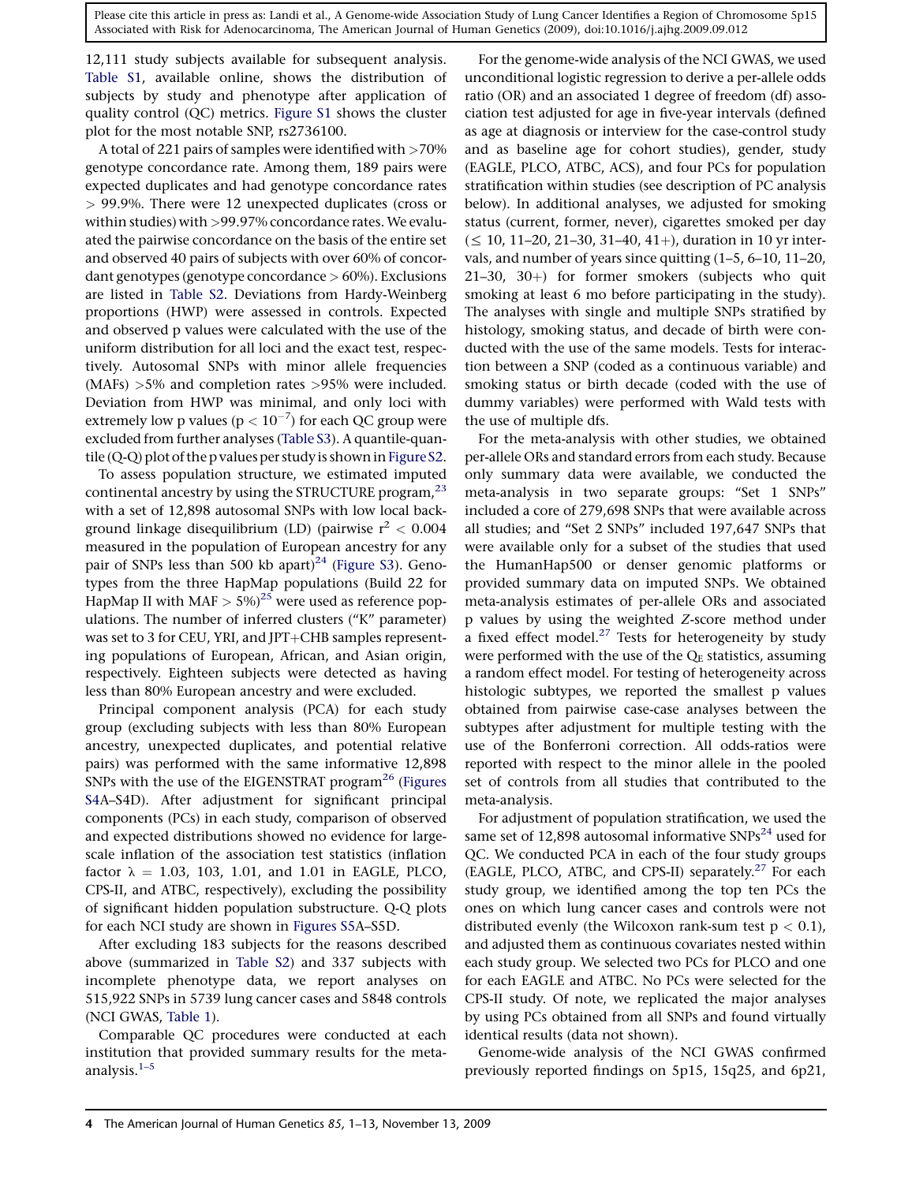12,111 study subjects available for subsequent analysis. Table S1, available online, shows the distribution of subjects by study and phenotype after application of quality control (QC) metrics. Figure S1 shows the cluster plot for the most notable SNP, rs2736100.

A total of 221 pairs of samples were identified with >70% genotype concordance rate. Among them, 189 pairs were expected duplicates and had genotype concordance rates > 99.9%. There were 12 unexpected duplicates (cross or within studies) with >99.97% concordance rates. We evaluated the pairwise concordance on the basis of the entire set and observed 40 pairs of subjects with over 60% of concordant genotypes (genotype concordance > 60%). Exclusions are listed in Table S2. Deviations from Hardy-Weinberg proportions (HWP) were assessed in controls. Expected and observed p values were calculated with the use of the uniform distribution for all loci and the exact test, respectively. Autosomal SNPs with minor allele frequencies (MAFs) >5% and completion rates >95% were included. Deviation from HWP was minimal, and only loci with extremely low p values ($p < 10^{-7}$) for each QC group were excluded from further analyses (Table S3). A quantile-quantile (Q-Q) plot of the p values per study is shown in Figure S2.

To assess population structure, we estimated imputed continental ancestry by using the STRUCTURE program,[23] with a set of 12,898 autosomal SNPs with low local background linkage disequilibrium (LD) (pairwise $r^2 < 0.004$ measured in the population of European ancestry for any pair of SNPs less than 500 kb apart)[24] (Figure S3). Genotypes from the three HapMap populations (Build 22 for HapMap II with MAF > 5%)[25] were used as reference populations. The number of inferred clusters ("K" parameter) was set to 3 for CEU, YRI, and JPT+CHB samples representing populations of European, African, and Asian origin, respectively. Eighteen subjects were detected as having less than 80% European ancestry and were excluded.

Principal component analysis (PCA) for each study group (excluding subjects with less than 80% European ancestry, unexpected duplicates, and potential relative pairs) was performed with the same informative 12,898 SNPs with the use of the EIGENSTRAT program[26] (Figures S4A–S4D). After adjustment for significant principal components (PCs) in each study, comparison of observed and expected distributions showed no evidence for large-scale inflation of the association test statistics (inflation factor $\lambda$ = 1.03, 103, 1.01, and 1.01 in EAGLE, PLCO, CPS-II, and ATBC, respectively), excluding the possibility of significant hidden population substructure. Q-Q plots for each NCI study are shown in Figures S5A–S5D.

After excluding 183 subjects for the reasons described above (summarized in Table S2) and 337 subjects with incomplete phenotype data, we report analyses on 515,922 SNPs in 5739 lung cancer cases and 5848 controls (NCI GWAS, Table 1).

Comparable QC procedures were conducted at each institution that provided summary results for the meta-analysis.[1–5]

For the genome-wide analysis of the NCI GWAS, we used unconditional logistic regression to derive a per-allele odds ratio (OR) and an associated 1 degree of freedom (df) association test adjusted for age in five-year intervals (defined as age at diagnosis or interview for the case-control study and as baseline age for cohort studies), gender, study (EAGLE, PLCO, ATBC, ACS), and four PCs for population stratification within studies (see description of PC analysis below). In additional analyses, we adjusted for smoking status (current, former, never), cigarettes smoked per day ($\leq$ 10, 11–20, 21–30, 31–40, 41+), duration in 10 yr intervals, and number of years since quitting (1–5, 6–10, 11–20, 21–30, 30+) for former smokers (subjects who quit smoking at least 6 mo before participating in the study). The analyses with single and multiple SNPs stratified by histology, smoking status, and decade of birth were conducted with the use of the same models. Tests for interaction between a SNP (coded as a continuous variable) and smoking status or birth decade (coded with the use of dummy variables) were performed with Wald tests with the use of multiple dfs.

For the meta-analysis with other studies, we obtained per-allele ORs and standard errors from each study. Because only summary data were available, we conducted the meta-analysis in two separate groups: "Set 1 SNPs" included a core of 279,698 SNPs that were available across all studies; and "Set 2 SNPs" included 197,647 SNPs that were available only for a subset of the studies that used the HumanHap500 or denser genomic platforms or provided summary data on imputed SNPs. We obtained meta-analysis estimates of per-allele ORs and associated p values by using the weighted *Z*-score method under a fixed effect model.[27] Tests for heterogeneity by study were performed with the use of the $Q_E$ statistics, assuming a random effect model. For testing of heterogeneity across histologic subtypes, we reported the smallest p values obtained from pairwise case-case analyses between the subtypes after adjustment for multiple testing with the use of the Bonferroni correction. All odds-ratios were reported with respect to the minor allele in the pooled set of controls from all studies that contributed to the meta-analysis.

For adjustment of population stratification, we used the same set of 12,898 autosomal informative SNPs[24] used for QC. We conducted PCA in each of the four study groups (EAGLE, PLCO, ATBC, and CPS-II) separately.[27] For each study group, we identified among the top ten PCs the ones on which lung cancer cases and controls were not distributed evenly (the Wilcoxon rank-sum test $p < 0.1$), and adjusted them as continuous covariates nested within each study group. We selected two PCs for PLCO and one for each EAGLE and ATBC. No PCs were selected for the CPS-II study. Of note, we replicated the major analyses by using PCs obtained from all SNPs and found virtually identical results (data not shown).

Genome-wide analysis of the NCI GWAS confirmed previously reported findings on 5p15, 15q25, and 6p21,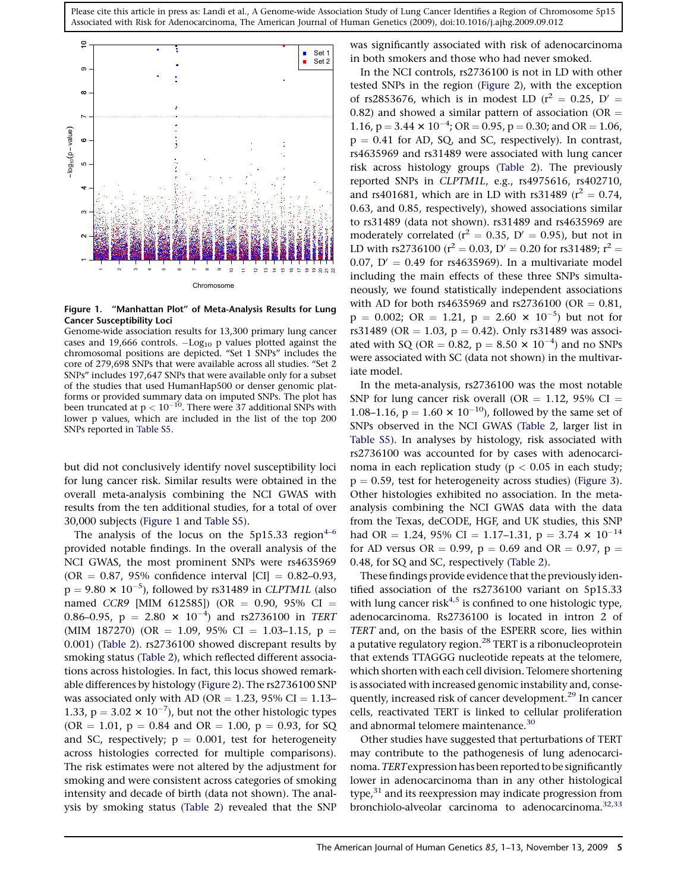**Figure 1. "Manhattan Plot" of Meta-Analysis Results for Lung Cancer Susceptibility Loci**

Genome-wide association results for 13,300 primary lung cancer cases and 19,666 controls. $-\text{Log}_{10}$ p values plotted against the chromosomal positions are depicted. "Set 1 SNPs" includes the core of 279,698 SNPs that were available across all studies. "Set 2 SNPs" includes 197,647 SNPs that were available only for a subset of the studies that used HumanHap500 or denser genomic platforms or provided summary data on imputed SNPs. The plot has been truncated at $p < 10^{-10}$. There were 37 additional SNPs with lower p values, which are included in the list of the top 200 SNPs reported in Table S5.

but did not conclusively identify novel susceptibility loci for lung cancer risk. Similar results were obtained in the overall meta-analysis combining the NCI GWAS with results from the ten additional studies, for a total of over 30,000 subjects (Figure 1 and Table S5).

The analysis of the locus on the 5p15.33 region[4–6] provided notable findings. In the overall analysis of the NCI GWAS, the most prominent SNPs were rs4635969 (OR = 0.87, 95% confidence interval [CI] = 0.82–0.93, $p = 9.80 \times 10^{-5}$), followed by rs31489 in *CLPTM1L* (also named *CCR9* [MIM 612585]) (OR = 0.90, 95% CI = 0.86–0.95, $p = 2.80 \times 10^{-4}$) and rs2736100 in *TERT* (MIM 187270) (OR = 1.09, 95% CI = 1.03–1.15, p = 0.001) (Table 2). rs2736100 showed discrepant results by smoking status (Table 2), which reflected different associations across histologies. In fact, this locus showed remarkable differences by histology (Figure 2). The rs2736100 SNP was associated only with AD (OR = 1.23, 95% CI = 1.13–1.33, $p = 3.02 \times 10^{-7}$), but not the other histologic types (OR = 1.01, p = 0.84 and OR = 1.00, p = 0.93, for SQ and SC, respectively; p = 0.001, test for heterogeneity across histologies corrected for multiple comparisons). The risk estimates were not altered by the adjustment for smoking and were consistent across categories of smoking intensity and decade of birth (data not shown). The analysis by smoking status (Table 2) revealed that the SNP was significantly associated with risk of adenocarcinoma in both smokers and those who had never smoked.

In the NCI controls, rs2736100 is not in LD with other tested SNPs in the region (Figure 2), with the exception of rs2853676, which is in modest LD ($r^2 = 0.25$, $D' = 0.82$) and showed a similar pattern of association (OR = 1.16, $p = 3.44 \times 10^{-4}$; OR = 0.95, p = 0.30; and OR = 1.06, p = 0.41 for AD, SQ, and SC, respectively). In contrast, rs4635969 and rs31489 were associated with lung cancer risk across histology groups (Table 2). The previously reported SNPs in *CLPTM1L*, e.g., rs4975616, rs402710, and rs401681, which are in LD with rs31489 ($r^2 = 0.74$, 0.63, and 0.85, respectively), showed associations similar to rs31489 (data not shown). rs31489 and rs4635969 are moderately correlated ($r^2 = 0.35$, $D' = 0.95$), but not in LD with rs2736100 ($r^2 = 0.03$, $D' = 0.20$ for rs31489; $r^2 = 0.07$, $D' = 0.49$ for rs4635969). In a multivariate model including the main effects of these three SNPs simultaneously, we found statistically independent associations with AD for both rs4635969 and rs2736100 (OR = 0.81, p = 0.002; OR = 1.21, $p = 2.60 \times 10^{-5}$) but not for rs31489 (OR = 1.03, p = 0.42). Only rs31489 was associated with SQ (OR = 0.82, $p = 8.50 \times 10^{-4}$) and no SNPs were associated with SC (data not shown) in the multivariate model.

In the meta-analysis, rs2736100 was the most notable SNP for lung cancer risk overall (OR = 1.12, 95% CI = 1.08–1.16, $p = 1.60 \times 10^{-10}$), followed by the same set of SNPs observed in the NCI GWAS (Table 2, larger list in Table S5). In analyses by histology, risk associated with rs2736100 was accounted for by cases with adenocarcinoma in each replication study ($p < 0.05$ in each study; p = 0.59, test for heterogeneity across studies) (Figure 3). Other histologies exhibited no association. In the meta-analysis combining the NCI GWAS data with the data from the Texas, deCODE, HGF, and UK studies, this SNP had OR = 1.24, 95% CI = 1.17–1.31, $p = 3.74 \times 10^{-14}$ for AD versus OR = 0.99, p = 0.69 and OR = 0.97, p = 0.48, for SQ and SC, respectively (Table 2).

These findings provide evidence that the previously identified association of the rs2736100 variant on 5p15.33 with lung cancer risk[4,5] is confined to one histologic type, adenocarcinoma. Rs2736100 is located in intron 2 of *TERT* and, on the basis of the ESPERR score, lies within a putative regulatory region.[28] TERT is a ribonucleoprotein that extends TTAGGG nucleotide repeats at the telomere, which shorten with each cell division. Telomere shortening is associated with increased genomic instability and, consequently, increased risk of cancer development.[29] In cancer cells, reactivated TERT is linked to cellular proliferation and abnormal telomere maintenance.[30]

Other studies have suggested that perturbations of TERT may contribute to the pathogenesis of lung adenocarcinoma. *TERT* expression has been reported to be significantly lower in adenocarcinoma than in any other histological type,[31] and its reexpression may indicate progression from bronchiolo-alveolar carcinoma to adenocarcinoma.[32,33]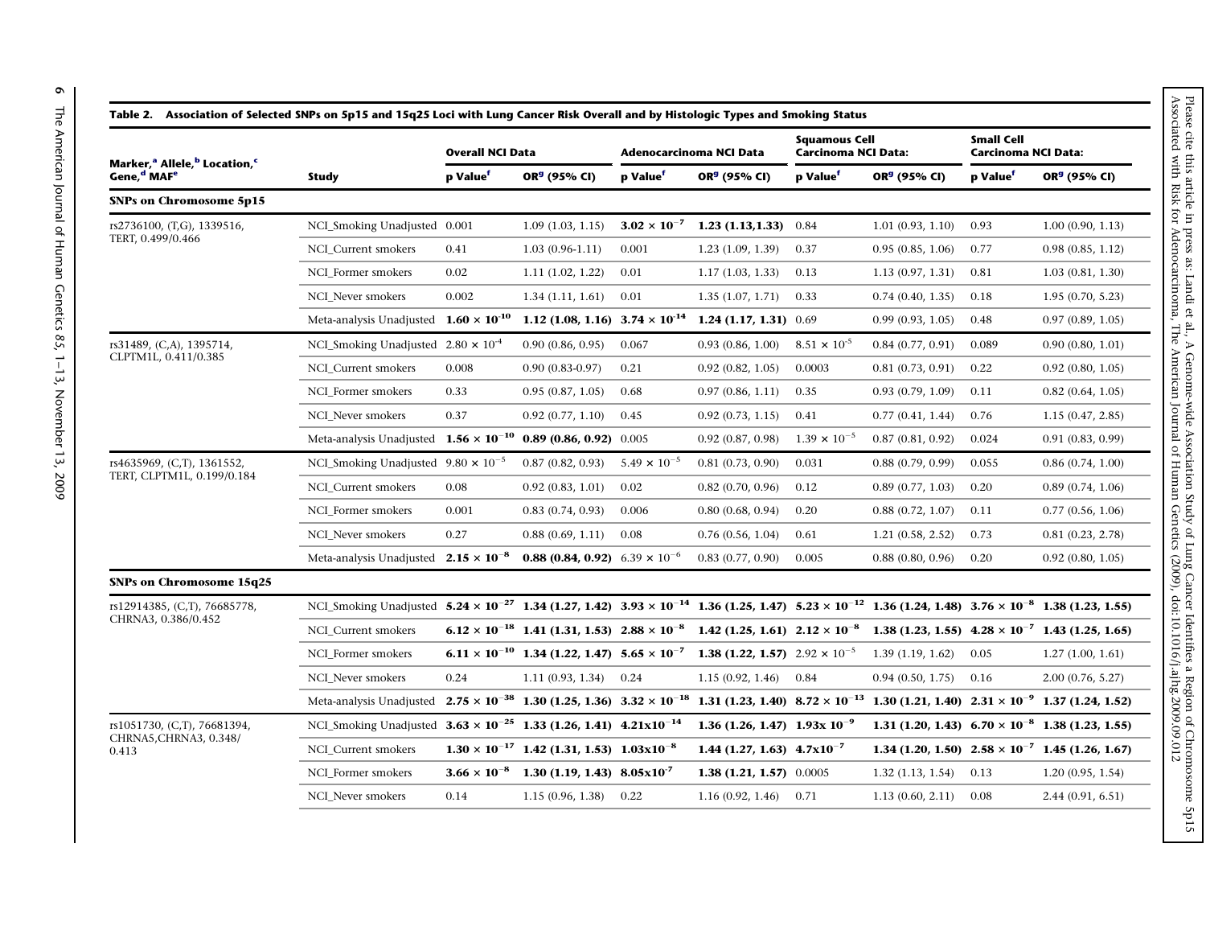**Table 2. Association of Selected SNPs on 5p15 and 15q25 Loci with Lung Cancer Risk Overall and by Histologic Types and Smoking Status**

| Marker,[a] Allele,[b] Location,[c] Gene,[d] MAF[e] | Study | Overall NCI Data | | Adenocarcinoma NCI Data | | Squamous Cell Carcinoma NCI Data: | | Small Cell Carcinoma NCI Data: | |
|---|---|---|---|---|---|---|---|---|---|
| | | p Value[f] | OR[g] (95% CI) | p Value[f] | OR[g] (95% CI) | p Value[f] | OR[g] (95% CI) | p Value[f] | OR[g] (95% CI) |
| **SNPs on Chromosome 5p15** | | | | | | | | | |
| rs2736100, (T,G), 1339516, TERT, 0.499/0.466 | NCI_Smoking Unadjusted | 0.001 | 1.09 (1.03, 1.15) | **$3.02 \times 10^{-7}$** | **1.23 (1.13,1.33)** | 0.84 | 1.01 (0.93, 1.10) | 0.93 | 1.00 (0.90, 1.13) |
| | NCI_Current smokers | 0.41 | 1.03 (0.96-1.11) | 0.001 | 1.23 (1.09, 1.39) | 0.37 | 0.95 (0.85, 1.06) | 0.77 | 0.98 (0.85, 1.12) |
| | NCI_Former smokers | 0.02 | 1.11 (1.02, 1.22) | 0.01 | 1.17 (1.03, 1.33) | 0.13 | 1.13 (0.97, 1.31) | 0.81 | 1.03 (0.81, 1.30) |
| | NCI_Never smokers | 0.002 | 1.34 (1.11, 1.61) | 0.01 | 1.35 (1.07, 1.71) | 0.33 | 0.74 (0.40, 1.35) | 0.18 | 1.95 (0.70, 5.23) |
| | Meta-analysis Unadjusted | **$1.60 \times 10^{-10}$** | **1.12 (1.08, 1.16)** | **$3.74 \times 10^{-14}$** | **1.24 (1.17, 1.31)** | 0.69 | 0.99 (0.93, 1.05) | 0.48 | 0.97 (0.89, 1.05) |
| rs31489, (C,A), 1395714, CLPTM1L, 0.411/0.385 | NCI_Smoking Unadjusted | $2.80 \times 10^{-4}$ | 0.90 (0.86, 0.95) | 0.067 | 0.93 (0.86, 1.00) | $8.51 \times 10^{-5}$ | 0.84 (0.77, 0.91) | 0.089 | 0.90 (0.80, 1.01) |
| | NCI_Current smokers | 0.008 | 0.90 (0.83-0.97) | 0.21 | 0.92 (0.82, 1.05) | 0.0003 | 0.81 (0.73, 0.91) | 0.22 | 0.92 (0.80, 1.05) |
| | NCI_Former smokers | 0.33 | 0.95 (0.87, 1.05) | 0.68 | 0.97 (0.86, 1.11) | 0.35 | 0.93 (0.79, 1.09) | 0.11 | 0.82 (0.64, 1.05) |
| | NCI_Never smokers | 0.37 | 0.92 (0.77, 1.10) | 0.45 | 0.92 (0.73, 1.15) | 0.41 | 0.77 (0.41, 1.44) | 0.76 | 1.15 (0.47, 2.85) |
| | Meta-analysis Unadjusted | **$1.56 \times 10^{-10}$** | **0.89 (0.86, 0.92)** | 0.005 | 0.92 (0.87, 0.98) | $1.39 \times 10^{-5}$ | 0.87 (0.81, 0.92) | 0.024 | 0.91 (0.83, 0.99) |
| rs4635969, (C,T), 1361552, TERT, CLPTM1L, 0.199/0.184 | NCI_Smoking Unadjusted | $9.80 \times 10^{-5}$ | 0.87 (0.82, 0.93) | $5.49 \times 10^{-5}$ | 0.81 (0.73, 0.90) | 0.031 | 0.88 (0.79, 0.99) | 0.055 | 0.86 (0.74, 1.00) |
| | NCI_Current smokers | 0.08 | 0.92 (0.83, 1.01) | 0.02 | 0.82 (0.70, 0.96) | 0.12 | 0.89 (0.77, 1.03) | 0.20 | 0.89 (0.74, 1.06) |
| | NCI_Former smokers | 0.001 | 0.83 (0.74, 0.93) | 0.006 | 0.80 (0.68, 0.94) | 0.20 | 0.88 (0.72, 1.07) | 0.11 | 0.77 (0.56, 1.06) |
| | NCI_Never smokers | 0.27 | 0.88 (0.69, 1.11) | 0.08 | 0.76 (0.56, 1.04) | 0.61 | 1.21 (0.58, 2.52) | 0.73 | 0.81 (0.23, 2.78) |
| | Meta-analysis Unadjusted | **$2.15 \times 10^{-8}$** | **0.88 (0.84, 0.92)** | $6.39 \times 10^{-6}$ | 0.83 (0.77, 0.90) | 0.005 | 0.88 (0.80, 0.96) | 0.20 | 0.92 (0.80, 1.05) |
| **SNPs on Chromosome 15q25** | | | | | | | | | |
| rs12914385, (C,T), 76685778, CHRNA3, 0.386/0.452 | NCI_Smoking Unadjusted | **$5.24 \times 10^{-27}$** | **1.34 (1.27, 1.42)** | **$3.93 \times 10^{-14}$** | **1.36 (1.25, 1.47)** | **$5.23 \times 10^{-12}$** | **1.36 (1.24, 1.48)** | **$3.76 \times 10^{-8}$** | **1.38 (1.23, 1.55)** |
| | NCI_Current smokers | **$6.12 \times 10^{-18}$** | **1.41 (1.31, 1.53)** | **$2.88 \times 10^{-8}$** | **1.42 (1.25, 1.61)** | **$2.12 \times 10^{-8}$** | **1.38 (1.23, 1.55)** | **$4.28 \times 10^{-7}$** | **1.43 (1.25, 1.65)** |
| | NCI_Former smokers | **$6.11 \times 10^{-10}$** | **1.34 (1.22, 1.47)** | **$5.65 \times 10^{-7}$** | **1.38 (1.22, 1.57)** | $2.92 \times 10^{-5}$ | 1.39 (1.19, 1.62) | 0.05 | 1.27 (1.00, 1.61) |
| | NCI_Never smokers | 0.24 | 1.11 (0.93, 1.34) | 0.24 | 1.15 (0.92, 1.46) | 0.84 | 0.94 (0.50, 1.75) | 0.16 | 2.00 (0.76, 5.27) |
| | Meta-analysis Unadjusted | **$2.75 \times 10^{-38}$** | **1.30 (1.25, 1.36)** | **$3.32 \times 10^{-18}$** | **1.31 (1.23, 1.40)** | **$8.72 \times 10^{-13}$** | **1.30 (1.21, 1.40)** | **$2.31 \times 10^{-9}$** | **1.37 (1.24, 1.52)** |
| rs1051730, (C,T), 76681394, CHRNA5,CHRNA3, 0.348/0.413 | NCI_Smoking Unadjusted | **$3.63 \times 10^{-25}$** | **1.33 (1.26, 1.41)** | **$4.21 \times 10^{-14}$** | **1.36 (1.26, 1.47)** | **$1.93 \times 10^{-9}$** | **1.31 (1.20, 1.43)** | **$6.70 \times 10^{-8}$** | **1.38 (1.23, 1.55)** |
| | NCI_Current smokers | **$1.30 \times 10^{-17}$** | **1.42 (1.31, 1.53)** | **$1.03 \times 10^{-8}$** | **1.44 (1.27, 1.63)** | **$4.7 \times 10^{-7}$** | **1.34 (1.20, 1.50)** | **$2.58 \times 10^{-7}$** | **1.45 (1.26, 1.67)** |
| | NCI_Former smokers | **$3.66 \times 10^{-8}$** | **1.30 (1.19, 1.43)** | **$8.05 \times 10^{-7}$** | **1.38 (1.21, 1.57)** | 0.0005 | 1.32 (1.13, 1.54) | 0.13 | 1.20 (0.95, 1.54) |
| | NCI_Never smokers | 0.14 | 1.15 (0.96, 1.38) | 0.22 | 1.16 (0.92, 1.46) | 0.71 | 1.13 (0.60, 2.11) | 0.08 | 2.44 (0.91, 6.51) |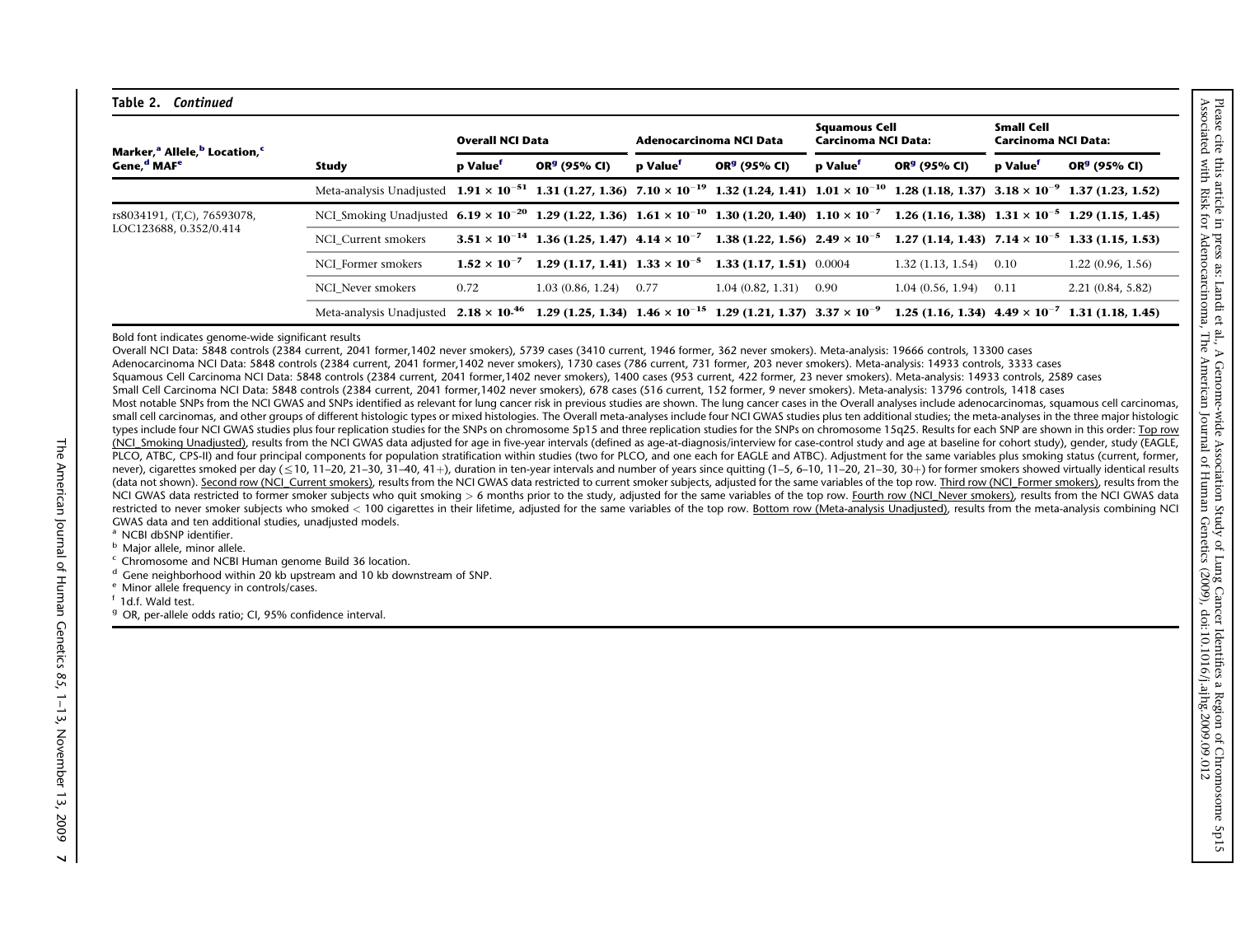**Table 2. *Continued***

| Marker,[a] Allele,[b] Location,[c] Gene,[d] MAF[e] | Study | Overall NCI Data | | Adenocarcinoma NCI Data | | Squamous Cell Carcinoma NCI Data: | | Small Cell Carcinoma NCI Data: | |
|---|---|---|---|---|---|---|---|---|---|
| | | p Value[f] | OR[g] (95% CI) | p Value[f] | OR[g] (95% CI) | p Value[f] | OR[g] (95% CI) | p Value[f] | OR[g] (95% CI) |
| | Meta-analysis Unadjusted | **$1.91 \times 10^{-51}$** | **1.31 (1.27, 1.36)** | **$7.10 \times 10^{-19}$** | **1.32 (1.24, 1.41)** | **$1.01 \times 10^{-10}$** | **1.28 (1.18, 1.37)** | **$3.18 \times 10^{-9}$** | **1.37 (1.23, 1.52)** |
| rs8034191, (T,C), 76593078, LOC123688, 0.352/0.414 | NCI_Smoking Unadjusted | **$6.19 \times 10^{-20}$** | **1.29 (1.22, 1.36)** | **$1.61 \times 10^{-10}$** | **1.30 (1.20, 1.40)** | **$1.10 \times 10^{-7}$** | **1.26 (1.16, 1.38)** | **$1.31 \times 10^{-5}$** | **1.29 (1.15, 1.45)** |
| | NCI_Current smokers | **$3.51 \times 10^{-14}$** | **1.36 (1.25, 1.47)** | **$4.14 \times 10^{-7}$** | **1.38 (1.22, 1.56)** | **$2.49 \times 10^{-5}$** | **1.27 (1.14, 1.43)** | **$7.14 \times 10^{-5}$** | **1.33 (1.15, 1.53)** |
| | NCI_Former smokers | **$1.52 \times 10^{-7}$** | **1.29 (1.17, 1.41)** | **$1.33 \times 10^{-5}$** | **1.33 (1.17, 1.51)** | 0.0004 | 1.32 (1.13, 1.54) | 0.10 | 1.22 (0.96, 1.56) |
| | NCI_Never smokers | 0.72 | 1.03 (0.86, 1.24) | 0.77 | 1.04 (0.82, 1.31) | 0.90 | 1.04 (0.56, 1.94) | 0.11 | 2.21 (0.84, 5.82) |
| | Meta-analysis Unadjusted | **$2.18 \times 10^{-46}$** | **1.29 (1.25, 1.34)** | **$1.46 \times 10^{-15}$** | **1.29 (1.21, 1.37)** | **$3.37 \times 10^{-9}$** | **1.25 (1.16, 1.34)** | **$4.49 \times 10^{-7}$** | **1.31 (1.18, 1.45)** |

Bold font indicates genome-wide significant results

Overall NCI Data: 5848 controls (2384 current, 2041 former,1402 never smokers), 5739 cases (3410 current, 1946 former, 362 never smokers). Meta-analysis: 19666 controls, 13300 cases

Adenocarcinoma NCI Data: 5848 controls (2384 current, 2041 former,1402 never smokers), 1730 cases (786 current, 731 former, 203 never smokers). Meta-analysis: 14933 controls, 3333 cases

Squamous Cell Carcinoma NCI Data: 5848 controls (2384 current, 2041 former,1402 never smokers), 1400 cases (953 current, 422 former, 23 never smokers). Meta-analysis: 14933 controls, 2589 cases

Small Cell Carcinoma NCI Data: 5848 controls (2384 current, 2041 former,1402 never smokers), 678 cases (516 current, 152 former, 9 never smokers). Meta-analysis: 13796 controls, 1418 cases

Most notable SNPs from the NCI GWAS and SNPs identified as relevant for lung cancer risk in previous studies are shown. The lung cancer cases in the Overall analyses include adenocarcinomas, squamous cell carcinomas, small cell carcinomas, and other groups of different histologic types or mixed histologies. The Overall meta-analyses include four NCI GWAS studies plus ten additional studies; the meta-analyses in the three major histologic types include four NCI GWAS studies plus four replication studies for the SNPs on chromosome 5p15 and three replication studies for the SNPs on chromosome 15q25. Results for each SNP are shown in this order: Top row (NCI_Smoking Unadjusted), results from the NCI GWAS data adjusted for age in five-year intervals (defined as age-at-diagnosis/interview for case-control study and age at baseline for cohort study), gender, study (EAGLE, PLCO, ATBC, CPS-II) and four principal components for population stratification within studies (two for PLCO, and one each for EAGLE and ATBC). Adjustment for the same variables plus smoking status (current, former, never), cigarettes smoked per day (≤10, 11–20, 21–30, 31–40, 41+), duration in ten-year intervals and number of years since quitting (1–5, 6–10, 11–20, 21–30, 30+) for former smokers showed virtually identical results (data not shown). Second row (NCI_Current smokers), results from the NCI GWAS data restricted to current smoker subjects, adjusted for the same variables of the top row. Third row (NCI_Former smokers), results from the NCI GWAS data restricted to former smoker subjects who quit smoking > 6 months prior to the study, adjusted for the same variables of the top row. Fourth row (NCI_Never smokers), results from the NCI GWAS data restricted to never smoker subjects who smoked < 100 cigarettes in their lifetime, adjusted for the same variables of the top row. Bottom row (Meta-analysis Unadjusted), results from the meta-analysis combining NCI GWAS data and ten additional studies, unadjusted models.

[a] NCBI dbSNP identifier.

[b] Major allele, minor allele.

[c] Chromosome and NCBI Human genome Build 36 location.

[d] Gene neighborhood within 20 kb upstream and 10 kb downstream of SNP.

[e] Minor allele frequency in controls/cases.

[f] 1d.f. Wald test.

[g] OR, per-allele odds ratio; CI, 95% confidence interval.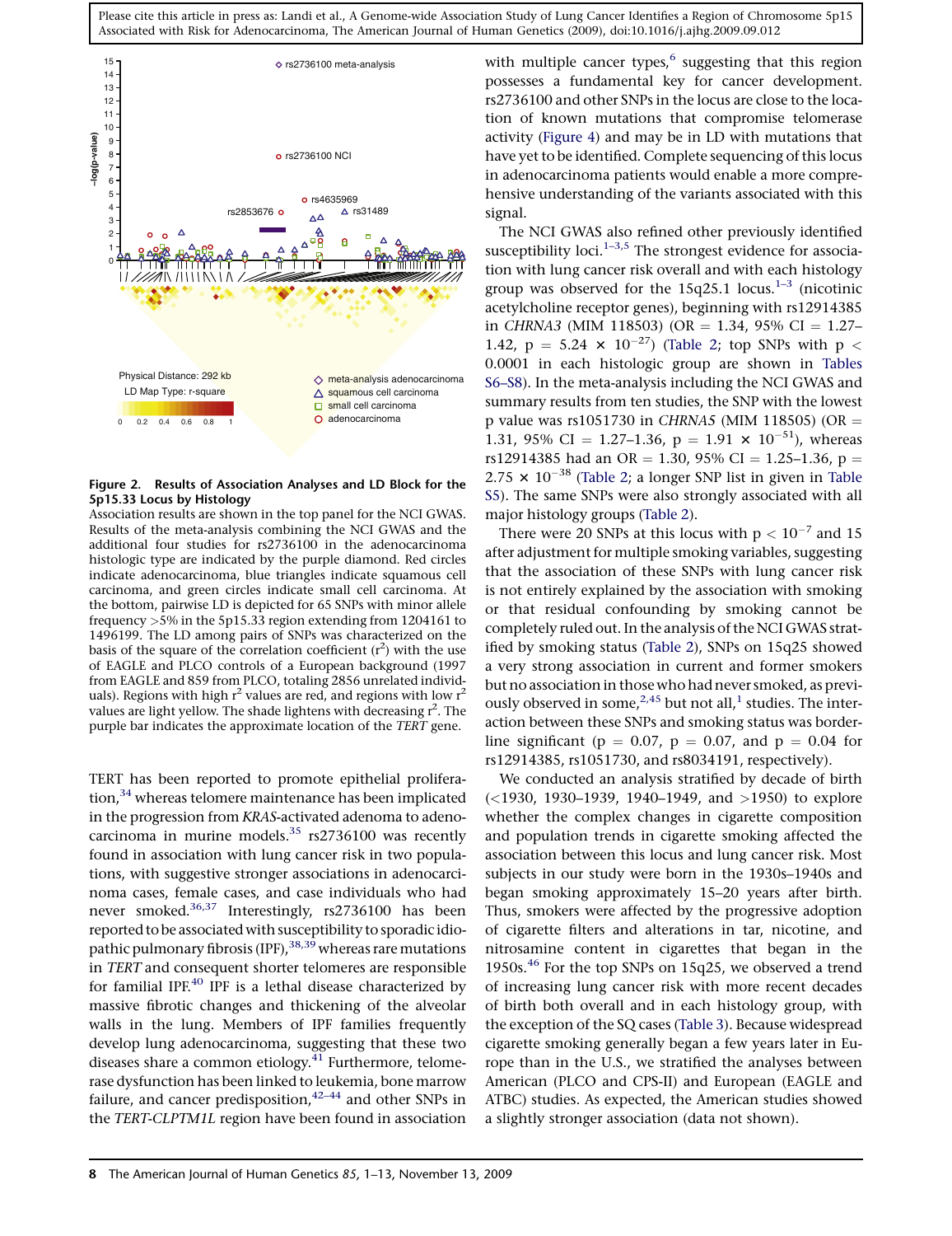**Figure 2. Results of Association Analyses and LD Block for the 5p15.33 Locus by Histology**

Association results are shown in the top panel for the NCI GWAS. Results of the meta-analysis combining the NCI GWAS and the additional four studies for rs2736100 in the adenocarcinoma histologic type are indicated by the purple diamond. Red circles indicate adenocarcinoma, blue triangles indicate squamous cell carcinoma, and green circles indicate small cell carcinoma. At the bottom, pairwise LD is depicted for 65 SNPs with minor allele frequency >5% in the 5p15.33 region extending from 1204161 to 1496199. The LD among pairs of SNPs was characterized on the basis of the square of the correlation coefficient ($r^2$) with the use of EAGLE and PLCO controls of a European background (1997 from EAGLE and 859 from PLCO, totaling 2856 unrelated individuals). Regions with high $r^2$ values are red, and regions with low $r^2$ values are light yellow. The shade lightens with decreasing $r^2$. The purple bar indicates the approximate location of the *TERT* gene.

TERT has been reported to promote epithelial proliferation,[34] whereas telomere maintenance has been implicated in the progression from *KRAS*-activated adenoma to adenocarcinoma in murine models.[35] rs2736100 was recently found in association with lung cancer risk in two populations, with suggestive stronger associations in adenocarcinoma cases, female cases, and case individuals who had never smoked.[36,37] Interestingly, rs2736100 has been reported to be associated with susceptibility to sporadic idiopathic pulmonary fibrosis (IPF),[38,39] whereas rare mutations in *TERT* and consequent shorter telomeres are responsible for familial IPF.[40] IPF is a lethal disease characterized by massive fibrotic changes and thickening of the alveolar walls in the lung. Members of IPF families frequently develop lung adenocarcinoma, suggesting that these two diseases share a common etiology.[41] Furthermore, telomerase dysfunction has been linked to leukemia, bone marrow failure, and cancer predisposition,[42–44] and other SNPs in the *TERT-CLPTM1L* region have been found in association with multiple cancer types,[6] suggesting that this region possesses a fundamental key for cancer development. rs2736100 and other SNPs in the locus are close to the location of known mutations that compromise telomerase activity (Figure 4) and may be in LD with mutations that have yet to be identified. Complete sequencing of this locus in adenocarcinoma patients would enable a more comprehensive understanding of the variants associated with this signal.

The NCI GWAS also refined other previously identified susceptibility loci.[1–3,5] The strongest evidence for association with lung cancer risk overall and with each histology group was observed for the 15q25.1 locus.[1–3] (nicotinic acetylcholine receptor genes), beginning with rs12914385 in *CHRNA3* (MIM 118503) (OR = 1.34, 95% CI = 1.27–1.42, $p = 5.24 \times 10^{-27}$) (Table 2; top SNPs with $p < 0.0001$ in each histologic group are shown in Tables S6–S8). In the meta-analysis including the NCI GWAS and summary results from ten studies, the SNP with the lowest p value was rs1051730 in *CHRNA5* (MIM 118505) (OR = 1.31, 95% CI = 1.27–1.36, $p = 1.91 \times 10^{-51}$), whereas rs12914385 had an OR = 1.30, 95% CI = 1.25–1.36, $p = 2.75 \times 10^{-38}$ (Table 2; a longer SNP list in given in Table S5). The same SNPs were also strongly associated with all major histology groups (Table 2).

There were 20 SNPs at this locus with $p < 10^{-7}$ and 15 after adjustment for multiple smoking variables, suggesting that the association of these SNPs with lung cancer risk is not entirely explained by the association with smoking or that residual confounding by smoking cannot be completely ruled out. In the analysis of the NCI GWAS stratified by smoking status (Table 2), SNPs on 15q25 showed a very strong association in current and former smokers but no association in those who had never smoked, as previously observed in some,[2,45] but not all,[1] studies. The interaction between these SNPs and smoking status was borderline significant ($p = 0.07$, $p = 0.07$, and $p = 0.04$ for rs12914385, rs1051730, and rs8034191, respectively).

We conducted an analysis stratified by decade of birth (<1930, 1930–1939, 1940–1949, and >1950) to explore whether the complex changes in cigarette composition and population trends in cigarette smoking affected the association between this locus and lung cancer risk. Most subjects in our study were born in the 1930s–1940s and began smoking approximately 15–20 years after birth. Thus, smokers were affected by the progressive adoption of cigarette filters and alterations in tar, nicotine, and nitrosamine content in cigarettes that began in the 1950s.[46] For the top SNPs on 15q25, we observed a trend of increasing lung cancer risk with more recent decades of birth both overall and in each histology group, with the exception of the SQ cases (Table 3). Because widespread cigarette smoking generally began a few years later in Europe than in the U.S., we stratified the analyses between American (PLCO and CPS-II) and European (EAGLE and ATBC) studies. As expected, the American studies showed a slightly stronger association (data not shown).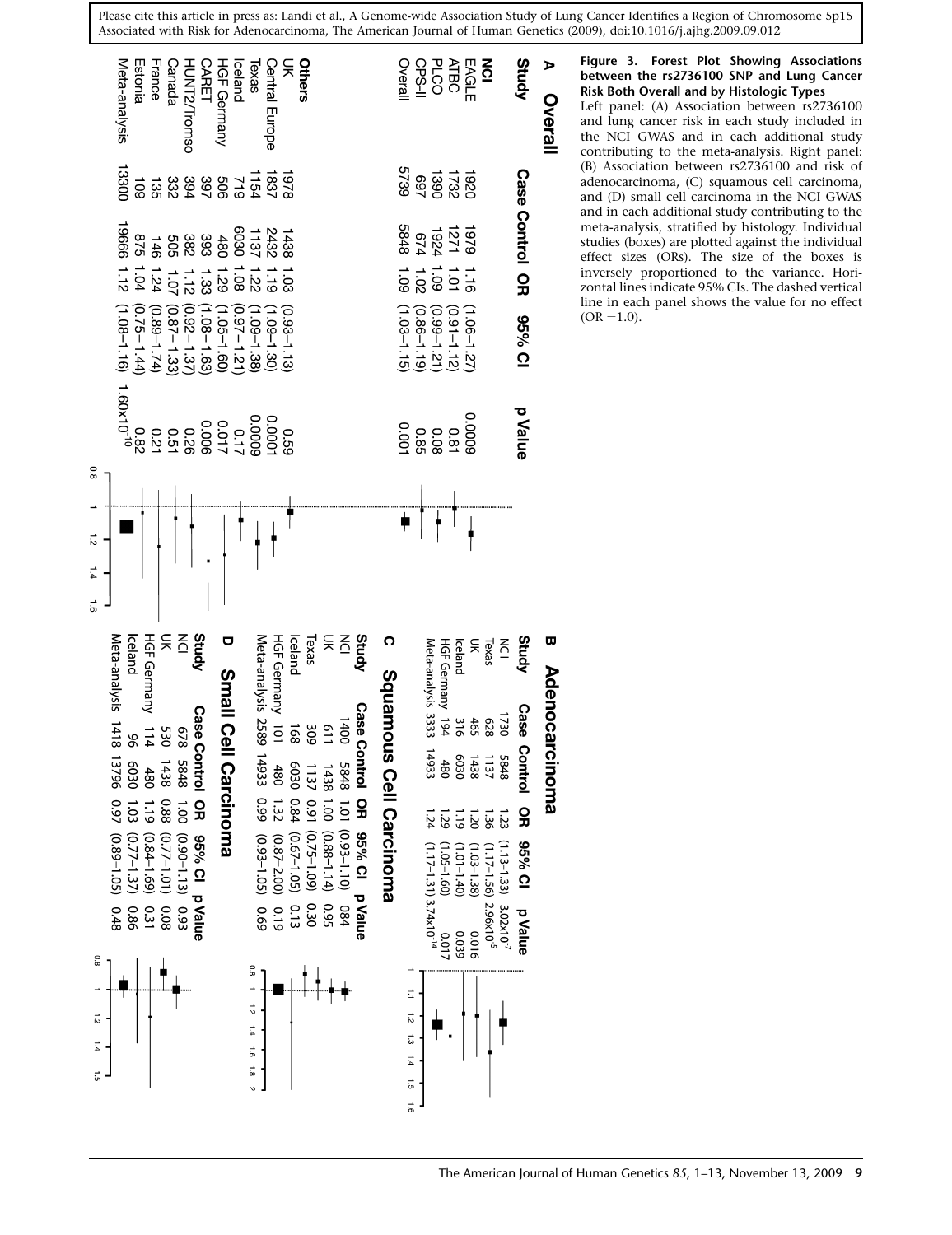Please cite this article in press as: Landi et al., A Genome-wide Association Study of Lung Cancer Identifies a Region of Chromosome 5p15 Associated with Risk for Adenocarcinoma, The American Journal of Human Genetics (2009), doi:10.1016/j.ajhg.2009.09.012

**Figure 3. Forest Plot Showing Associations between the rs2736100 SNP and Lung Cancer Risk Both Overall and by Histologic Types**

Left panel: (A) Association between rs2736100 and lung cancer risk in each study included in the NCI GWAS and in each additional study contributing to the meta-analysis. Right panel: (B) Association between rs2736100 and risk of adenocarcinoma, (C) squamous cell carcinoma, and (D) small cell carcinoma in the NCI GWAS and in each additional study contributing to the meta-analysis, stratified by histology. Individual studies (boxes) are plotted against the individual effect sizes (ORs). The size of the boxes is inversely proportioned to the variance. Horizontal lines indicate 95% CIs. The dashed vertical line in each panel shows the value for no effect (OR = 1.0).

**A Overall**

| Study | Case | Control | OR | 95% CI | p Value |
|---|---|---|---|---|---|
| **NCI** | | | | | |
| EAGLE | 1920 | 1979 | 1.16 | (1.06–1.27) | 0.0009 |
| ATBC | 1732 | 1271 | 1.01 | (0.91–1.12) | 0.81 |
| PLCO | 1390 | 1924 | 1.09 | (0.99–1.21) | 0.08 |
| CPS-II | 697 | 674 | 1.02 | (0.86–1.19) | 0.85 |
| Overall | 5739 | 5848 | 1.09 | (1.03–1.15) | 0.001 |
| **Others** | | | | | |
| UK | 1978 | 1438 | 1.03 | (0.93–1.13) | 0.59 |
| Central Europe | 1837 | 2432 | 1.19 | (1.09–1.30) | 0.0001 |
| Texas | 1154 | 1137 | 1.22 | (1.09–1.38) | 0.0009 |
| Iceland | 719 | 6030 | 1.08 | (0.97–1.21) | 0.17 |
| HGF Germany | 506 | 480 | 1.29 | (1.05–1.60) | 0.017 |
| CARET | 397 | 393 | 1.33 | (1.08–1.63) | 0.006 |
| HUNT2/Tromso | 394 | 382 | 1.12 | (0.92–1.37) | 0.26 |
| Canada | 332 | 505 | 1.07 | (0.87–1.33) | 0.51 |
| France | 135 | 146 | 1.24 | (0.89–1.74) | 0.21 |
| Estonia | 109 | 875 | 1.04 | (0.75–1.44) | 0.82 |
| Meta-analysis | 13300 | 19666 | 1.12 | (1.08–1.16) | $1.60 \times 10^{-10}$ |

**B Adenocarcinoma**

| Study | Case | Control | OR | 95% CI | p Value |
|---|---|---|---|---|---|
| NCI | 1730 | 5848 | 1.23 | (1.13–1.33) | $3.02 \times 10^{-7}$ |
| Texas | 628 | 1137 | 1.36 | (1.17–1.56) | $2.96 \times 10^{-5}$ |
| UK | 465 | 1438 | 1.20 | (1.03–1.38) | 0.016 |
| Iceland | 316 | 6030 | 1.19 | (1.01–1.40) | 0.039 |
| HGF Germany | 194 | 480 | 1.29 | (1.05–1.60) | 0.017 |
| Meta-analysis | 3333 | 14933 | 1.24 | (1.17–1.31) | $3.74 \times 10^{-14}$ |

**C Squamous Cell Carcinoma**

| Study | Case | Control | OR | 95% CI | p Value |
|---|---|---|---|---|---|
| NCI | 1400 | 5848 | 1.01 | (0.93–1.10) | 084 |
| UK | 611 | 1438 | 1.00 | (0.88–1.14) | 0.95 |
| Texas | 309 | 1137 | 0.91 | (0.75–1.09) | 0.30 |
| Iceland | 168 | 6030 | 0.84 | (0.67–1.05) | 0.13 |
| HGF Germany | 101 | 480 | 1.32 | (0.87–2.00) | 0.19 |
| Meta-analysis | 2589 | 14933 | 0.99 | (0.93–1.05) | 0.69 |

**D Small Cell Carcinoma**

| Study | Case | Control | OR | 95% CI | p Value |
|---|---|---|---|---|---|
| NCI | 678 | 5848 | 1.00 | (0.90–1.13) | 0.93 |
| UK | 530 | 1438 | 0.88 | (0.77–1.01) | 0.08 |
| HGF Germany | 114 | 480 | 1.19 | (0.84–1.69) | 0.31 |
| Iceland | 96 | 6030 | 1.03 | (0.77–1.37) | 0.86 |
| Meta-analysis | 1418 | 13796 | 0.97 | (0.89–1.05) | 0.48 |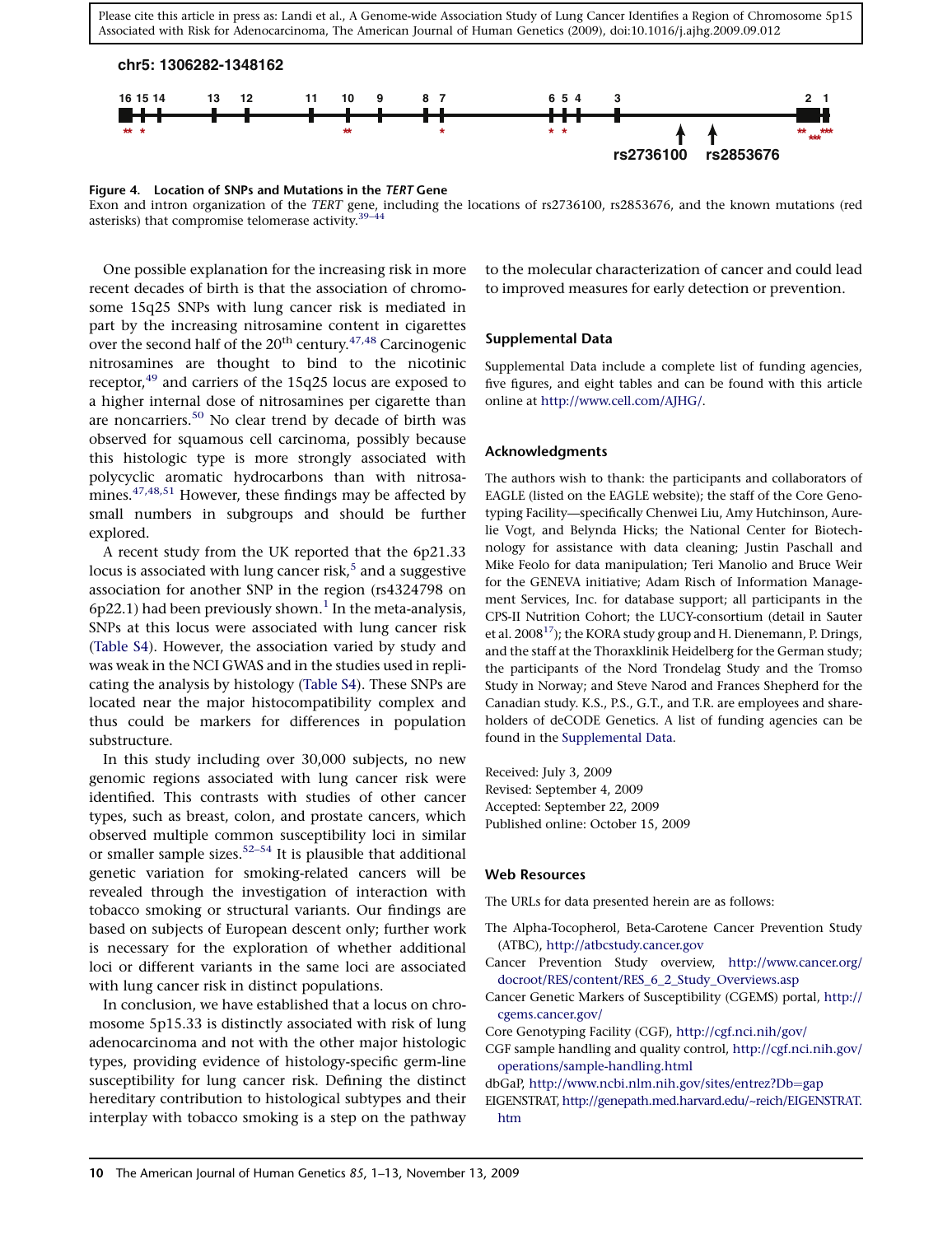chr5: 1306282-1348162

16 15 14 13 12 11 10 9 8 7 6 5 4 3 2 1

rs2736100 rs2853676

**Figure 4. Location of SNPs and Mutations in the *TERT* Gene**
Exon and intron organization of the *TERT* gene, including the locations of rs2736100, rs2853676, and the known mutations (red asterisks) that compromise telomerase activity.[39–44]

One possible explanation for the increasing risk in more recent decades of birth is that the association of chromosome 15q25 SNPs with lung cancer risk is mediated in part by the increasing nitrosamine content in cigarettes over the second half of the 20th century.[47,48] Carcinogenic nitrosamines are thought to bind to the nicotinic receptor,[49] and carriers of the 15q25 locus are exposed to a higher internal dose of nitrosamines per cigarette than are noncarriers.[50] No clear trend by decade of birth was observed for squamous cell carcinoma, possibly because this histologic type is more strongly associated with polycyclic aromatic hydrocarbons than with nitrosamines.[47,48,51] However, these findings may be affected by small numbers in subgroups and should be further explored.

A recent study from the UK reported that the 6p21.33 locus is associated with lung cancer risk,[5] and a suggestive association for another SNP in the region (rs4324798 on 6p22.1) had been previously shown.[1] In the meta-analysis, SNPs at this locus were associated with lung cancer risk (Table S4). However, the association varied by study and was weak in the NCI GWAS and in the studies used in replicating the analysis by histology (Table S4). These SNPs are located near the major histocompatibility complex and thus could be markers for differences in population substructure.

In this study including over 30,000 subjects, no new genomic regions associated with lung cancer risk were identified. This contrasts with studies of other cancer types, such as breast, colon, and prostate cancers, which observed multiple common susceptibility loci in similar or smaller sample sizes.[52–54] It is plausible that additional genetic variation for smoking-related cancers will be revealed through the investigation of interaction with tobacco smoking or structural variants. Our findings are based on subjects of European descent only; further work is necessary for the exploration of whether additional loci or different variants in the same loci are associated with lung cancer risk in distinct populations.

In conclusion, we have established that a locus on chromosome 5p15.33 is distinctly associated with risk of lung adenocarcinoma and not with the other major histologic types, providing evidence of histology-specific germ-line susceptibility for lung cancer risk. Defining the distinct hereditary contribution to histological subtypes and their interplay with tobacco smoking is a step on the pathway to the molecular characterization of cancer and could lead to improved measures for early detection or prevention.

## Supplemental Data

Supplemental Data include a complete list of funding agencies, five figures, and eight tables and can be found with this article online at http://www.cell.com/AJHG/.

## Acknowledgments

The authors wish to thank: the participants and collaborators of EAGLE (listed on the EAGLE website); the staff of the Core Genotyping Facility—specifically Chenwei Liu, Amy Hutchinson, Aurelie Vogt, and Belynda Hicks; the National Center for Biotechnology for assistance with data cleaning; Justin Paschall and Mike Feolo for data manipulation; Teri Manolio and Bruce Weir for the GENEVA initiative; Adam Risch of Information Management Services, Inc. for database support; all participants in the CPS-II Nutrition Cohort; the LUCY-consortium (detail in Sauter et al. 2008[17]); the KORA study group and H. Dienemann, P. Drings, and the staff at the Thoraxklinik Heidelberg for the German study; the participants of the Nord Trondelag Study and the Tromso Study in Norway; and Steve Narod and Frances Shepherd for the Canadian study. K.S., P.S., G.T., and T.R. are employees and shareholders of deCODE Genetics. A list of funding agencies can be found in the Supplemental Data.

Received: July 3, 2009
Revised: September 4, 2009
Accepted: September 22, 2009
Published online: October 15, 2009

## Web Resources

The URLs for data presented herein are as follows:

The Alpha-Tocopherol, Beta-Carotene Cancer Prevention Study (ATBC), http://atbcstudy.cancer.gov
Cancer Prevention Study overview, http://www.cancer.org/docroot/RES/content/RES_6_2_Study_Overviews.asp
Cancer Genetic Markers of Susceptibility (CGEMS) portal, http://cgems.cancer.gov/
Core Genotyping Facility (CGF), http://cgf.nci.nih/gov/
CGF sample handling and quality control, http://cgf.nci.nih.gov/operations/sample-handling.html
dbGaP, http://www.ncbi.nlm.nih.gov/sites/entrez?Db=gap
EIGENSTRAT, http://genepath.med.harvard.edu/~reich/EIGENSTRAT.htm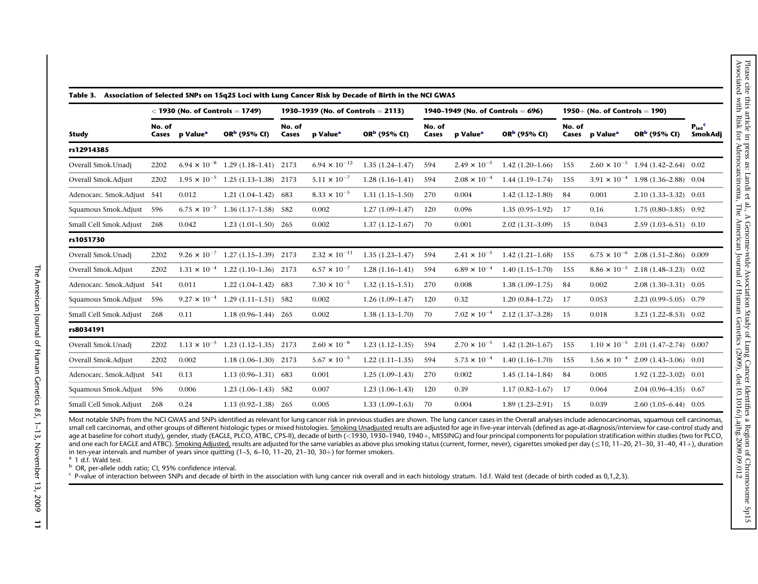**Table 3. Association of Selected SNPs on 15q25 Loci with Lung Cancer Risk by Decade of Birth in the NCI GWAS**

| Study | < 1930 (No. of Controls = 1749) | | | 1930–1939 (No. of Controls = 2113) | | | 1940–1949 (No. of Controls = 696) | | | 1950+ (No. of Controls = 190) | | | |
|---|---|---|---|---|---|---|---|---|---|---|---|---|---|
| | No. of Cases | p Value[a] | OR[b] (95% CI) | No. of Cases | p Value[a] | OR[b] (95% CI) | No. of Cases | p Value[a] | OR[b] (95% CI) | No. of Cases | p Value[a] | OR[b] (95% CI) | $P_{int}$[c] SmokAdj |
| **rs12914385** | | | | | | | | | | | | | |
| Overall Smok.Unadj | 2202 | $6.94 \times 10^{-8}$ | 1.29 (1.18–1.41) | 2173 | $6.94 \times 10^{-12}$ | 1.35 (1.24–1.47) | 594 | $2.49 \times 10^{-5}$ | 1.42 (1.20–1.66) | 155 | $2.60 \times 10^{-5}$ | 1.94 (1.42–2.64) | 0.02 |
| Overall Smok.Adjust | 2202 | $1.95 \times 10^{-5}$ | 1.25 (1.13–1.38) | 2173 | $5.11 \times 10^{-7}$ | 1.28 (1.16–1.41) | 594 | $2.08 \times 10^{-4}$ | 1.44 (1.19–1.74) | 155 | $3.91 \times 10^{-4}$ | 1.98 (1.36–2.88) | 0.04 |
| Adenocarc. Smok.Adjust | 541 | 0.012 | 1.21 (1.04–1.42) | 683 | $8.33 \times 10^{-5}$ | 1.31 (1.15–1.50) | 270 | 0.004 | 1.42 (1.12–1.80) | 84 | 0.001 | 2.10 (1.33–3.32) | 0.03 |
| Squamous Smok.Adjust | 596 | $6.75 \times 10^{-5}$ | 1.36 (1.17–1.58) | 582 | 0.002 | 1.27 (1.09–1.47) | 120 | 0.096 | 1.35 (0.95–1.92) | 17 | 0.16 | 1.75 (0.80–3.85) | 0.92 |
| Small Cell Smok.Adjust | 268 | 0.042 | 1.23 (1.01–1.50) | 265 | 0.002 | 1.37 (1.12–1.67) | 70 | 0.001 | 2.02 (1.31–3.09) | 15 | 0.043 | 2.59 (1.03–6.51) | 0.10 |
| **rs1051730** | | | | | | | | | | | | | |
| Overall Smok.Unadj | 2202 | $9.26 \times 10^{-7}$ | 1.27 (1.15–1.39) | 2173 | $2.32 \times 10^{-11}$ | 1.35 (1.23–1.47) | 594 | $2.41 \times 10^{-5}$ | 1.42 (1.21–1.68) | 155 | $6.75 \times 10^{-6}$ | 2.08 (1.51–2.86) | 0.009 |
| Overall Smok.Adjust | 2202 | $1.31 \times 10^{-4}$ | 1.22 (1.10–1.36) | 2173 | $6.57 \times 10^{-7}$ | 1.28 (1.16–1.41) | 594 | $6.89 \times 10^{-4}$ | 1.40 (1.15–1.70) | 155 | $8.86 \times 10^{-5}$ | 2.18 (1.48–3.23) | 0.02 |
| Adenocarc. Smok.Adjust | 541 | 0.011 | 1.22 (1.04–1.42) | 683 | $7.30 \times 10^{-5}$ | 1.32 (1.15–1.51) | 270 | 0.008 | 1.38 (1.09–1.75) | 84 | 0.002 | 2.08 (1.30–3.31) | 0.05 |
| Squamous Smok.Adjust | 596 | $9.27 \times 10^{-4}$ | 1.29 (1.11–1.51) | 582 | 0.002 | 1.26 (1.09–1.47) | 120 | 0.32 | 1.20 (0.84–1.72) | 17 | 0.053 | 2.23 (0.99–5.05) | 0.79 |
| Small Cell Smok.Adjust | 268 | 0.11 | 1.18 (0.96–1.44) | 265 | 0.002 | 1.38 (1.13–1.70) | 70 | $7.02 \times 10^{-4}$ | 2.12 (1.37–3.28) | 15 | 0.018 | 3.23 (1.22–8.53) | 0.02 |
| **rs8034191** | | | | | | | | | | | | | |
| Overall Smok.Unadj | 2202 | $1.13 \times 10^{-5}$ | 1.23 (1.12–1.35) | 2173 | $2.60 \times 10^{-8}$ | 1.23 (1.12–1.35) | 594 | $2.70 \times 10^{-5}$ | 1.42 (1.20–1.67) | 155 | $1.10 \times 10^{-5}$ | 2.01 (1.47–2.74) | 0.007 |
| Overall Smok.Adjust | 2202 | 0.002 | 1.18 (1.06–1.30) | 2173 | $5.67 \times 10^{-5}$ | 1.22 (1.11–1.35) | 594 | $5.73 \times 10^{-4}$ | 1.40 (1.16–1.70) | 155 | $1.56 \times 10^{-4}$ | 2.09 (1.43–3.06) | 0.01 |
| Adenocarc. Smok.Adjust | 541 | 0.13 | 1.13 (0.96–1.31) | 683 | 0.001 | 1.25 (1.09–1.43) | 270 | 0.002 | 1.45 (1.14–1.84) | 84 | 0.005 | 1.92 (1.22–3.02) | 0.01 |
| Squamous Smok.Adjust | 596 | 0.006 | 1.23 (1.06–1.43) | 582 | 0.007 | 1.23 (1.06–1.43) | 120 | 0.39 | 1.17 (0.82–1.67) | 17 | 0.064 | 2.04 (0.96–4.35) | 0.67 |
| Small Cell Smok.Adjust | 268 | 0.24 | 1.13 (0.92–1.38) | 265 | 0.005 | 1.33 (1.09–1.63) | 70 | 0.004 | 1.89 (1.23–2.91) | 15 | 0.039 | 2.60 (1.05–6.44) | 0.05 |

Most notable SNPs from the NCI GWAS and SNPs identified as relevant for lung cancer risk in previous studies are shown. The lung cancer cases in the Overall analyses include adenocarcinomas, squamous cell carcinomas, small cell carcinomas, and other groups of different histologic types or mixed histologies. Smoking Unadjusted results are adjusted for age in five-year intervals (defined as age-at-diagnosis/interview for case-control study and age at baseline for cohort study), gender, study (EAGLE, PLCO, ATBC, CPS-II), decade of birth (<1930, 1930–1940, 1940+, MISSING) and four principal components for population stratification within studies (two for PLCO, and one each for EAGLE and ATBC). Smoking Adjusted, results are adjusted for the same variables as above plus smoking status (current, former, never), cigarettes smoked per day (≤10, 11–20, 21–30, 31–40, 41+), duration in ten-year intervals and number of years since quitting (1–5, 6–10, 11–20, 21–30, 30+) for former smokers.

[a] 1 d.f. Wald test.

[b] OR, per-allele odds ratio; CI, 95% confidence interval.

[c] P-value of interaction between SNPs and decade of birth in the association with lung cancer risk overall and in each histology stratum. 1d.f. Wald test (decade of birth coded as 0,1,2,3).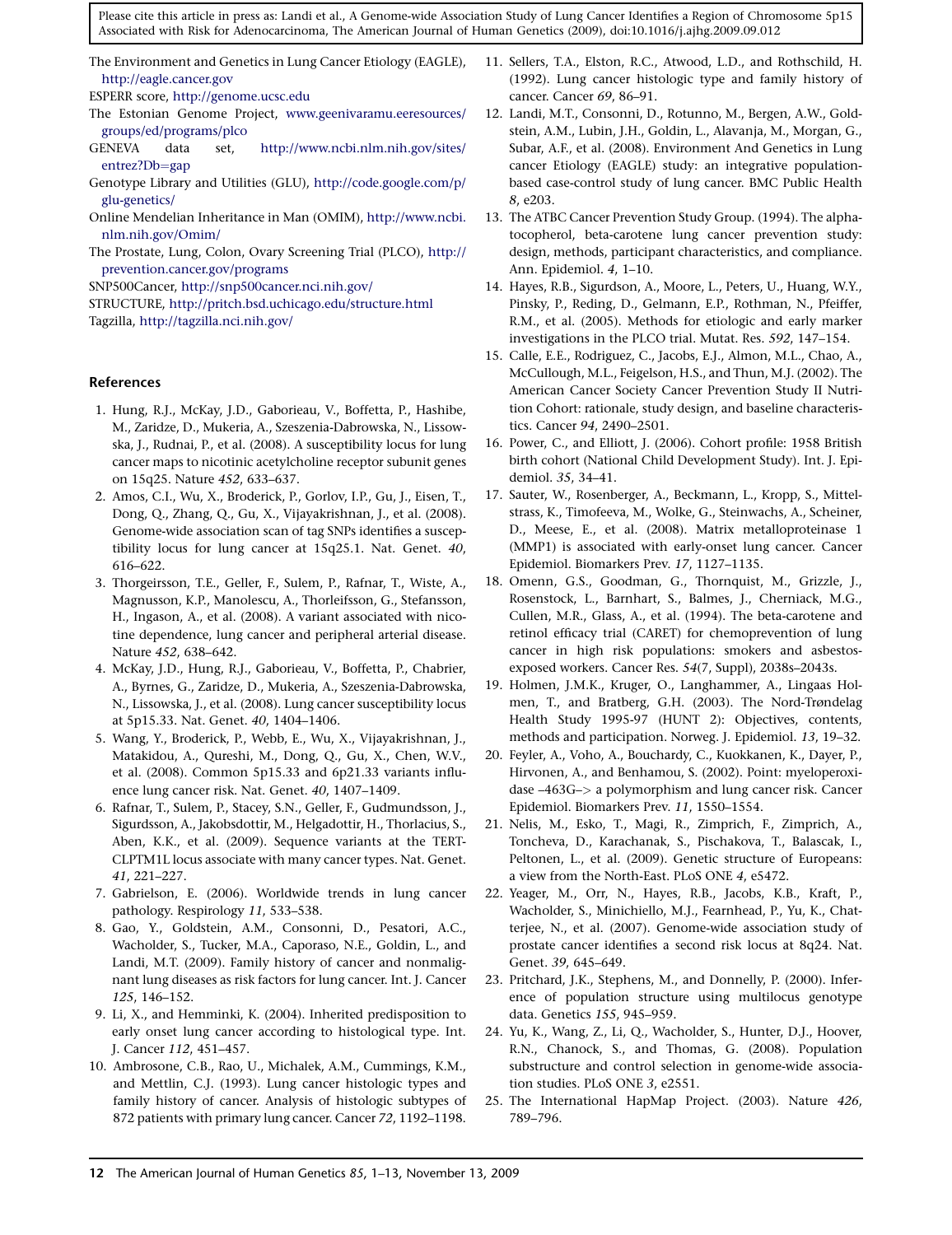The Environment and Genetics in Lung Cancer Etiology (EAGLE), http://eagle.cancer.gov

ESPERR score, http://genome.ucsc.edu

The Estonian Genome Project, www.geenivaramu.eeresources/groups/ed/programs/plco

GENEVA data set, http://www.ncbi.nlm.nih.gov/sites/entrez?Db=gap

Genotype Library and Utilities (GLU), http://code.google.com/p/glu-genetics/

Online Mendelian Inheritance in Man (OMIM), http://www.ncbi.nlm.nih.gov/Omim/

The Prostate, Lung, Colon, Ovary Screening Trial (PLCO), http://prevention.cancer.gov/programs

SNP500Cancer, http://snp500cancer.nci.nih.gov/

STRUCTURE, http://pritch.bsd.uchicago.edu/structure.html

Tagzilla, http://tagzilla.nci.nih.gov/

## References

1. Hung, R.J., McKay, J.D., Gaborieau, V., Boffetta, P., Hashibe, M., Zaridze, D., Mukeria, A., Szeszenia-Dabrowska, N., Lissowska, J., Rudnai, P., et al. (2008). A susceptibility locus for lung cancer maps to nicotinic acetylcholine receptor subunit genes on 15q25. Nature *452*, 633–637.
2. Amos, C.I., Wu, X., Broderick, P., Gorlov, I.P., Gu, J., Eisen, T., Dong, Q., Zhang, Q., Gu, X., Vijayakrishnan, J., et al. (2008). Genome-wide association scan of tag SNPs identifies a susceptibility locus for lung cancer at 15q25.1. Nat. Genet. *40*, 616–622.
3. Thorgeirsson, T.E., Geller, F., Sulem, P., Rafnar, T., Wiste, A., Magnusson, K.P., Manolescu, A., Thorleifsson, G., Stefansson, H., Ingason, A., et al. (2008). A variant associated with nicotine dependence, lung cancer and peripheral arterial disease. Nature *452*, 638–642.
4. McKay, J.D., Hung, R.J., Gaborieau, V., Boffetta, P., Chabrier, A., Byrnes, G., Zaridze, D., Mukeria, A., Szeszenia-Dabrowska, N., Lissowska, J., et al. (2008). Lung cancer susceptibility locus at 5p15.33. Nat. Genet. *40*, 1404–1406.
5. Wang, Y., Broderick, P., Webb, E., Wu, X., Vijayakrishnan, J., Matakidou, A., Qureshi, M., Dong, Q., Gu, X., Chen, W.V., et al. (2008). Common 5p15.33 and 6p21.33 variants influence lung cancer risk. Nat. Genet. *40*, 1407–1409.
6. Rafnar, T., Sulem, P., Stacey, S.N., Geller, F., Gudmundsson, J., Sigurdsson, A., Jakobsdottir, M., Helgadottir, H., Thorlacius, S., Aben, K.K., et al. (2009). Sequence variants at the TERT-CLPTM1L locus associate with many cancer types. Nat. Genet. *41*, 221–227.
7. Gabrielson, E. (2006). Worldwide trends in lung cancer pathology. Respirology *11*, 533–538.
8. Gao, Y., Goldstein, A.M., Consonni, D., Pesatori, A.C., Wacholder, S., Tucker, M.A., Caporaso, N.E., Goldin, L., and Landi, M.T. (2009). Family history of cancer and nonmalignant lung diseases as risk factors for lung cancer. Int. J. Cancer *125*, 146–152.
9. Li, X., and Hemminki, K. (2004). Inherited predisposition to early onset lung cancer according to histological type. Int. J. Cancer *112*, 451–457.
10. Ambrosone, C.B., Rao, U., Michalek, A.M., Cummings, K.M., and Mettlin, C.J. (1993). Lung cancer histologic types and family history of cancer. Analysis of histologic subtypes of 872 patients with primary lung cancer. Cancer *72*, 1192–1198.
11. Sellers, T.A., Elston, R.C., Atwood, L.D., and Rothschild, H. (1992). Lung cancer histologic type and family history of cancer. Cancer *69*, 86–91.
12. Landi, M.T., Consonni, D., Rotunno, M., Bergen, A.W., Goldstein, A.M., Lubin, J.H., Goldin, L., Alavanja, M., Morgan, G., Subar, A.F., et al. (2008). Environment And Genetics in Lung cancer Etiology (EAGLE) study: an integrative population-based case-control study of lung cancer. BMC Public Health *8*, e203.
13. The ATBC Cancer Prevention Study Group. (1994). The alpha-tocopherol, beta-carotene lung cancer prevention study: design, methods, participant characteristics, and compliance. Ann. Epidemiol. *4*, 1–10.
14. Hayes, R.B., Sigurdson, A., Moore, L., Peters, U., Huang, W.Y., Pinsky, P., Reding, D., Gelmann, E.P., Rothman, N., Pfeiffer, R.M., et al. (2005). Methods for etiologic and early marker investigations in the PLCO trial. Mutat. Res. *592*, 147–154.
15. Calle, E.E., Rodriguez, C., Jacobs, E.J., Almon, M.L., Chao, A., McCullough, M.L., Feigelson, H.S., and Thun, M.J. (2002). The American Cancer Society Cancer Prevention Study II Nutrition Cohort: rationale, study design, and baseline characteristics. Cancer *94*, 2490–2501.
16. Power, C., and Elliott, J. (2006). Cohort profile: 1958 British birth cohort (National Child Development Study). Int. J. Epidemiol. *35*, 34–41.
17. Sauter, W., Rosenberger, A., Beckmann, L., Kropp, S., Mittelstrass, K., Timofeeva, M., Wolke, G., Steinwachs, A., Scheiner, D., Meese, E., et al. (2008). Matrix metalloproteinase 1 (MMP1) is associated with early-onset lung cancer. Cancer Epidemiol. Biomarkers Prev. *17*, 1127–1135.
18. Omenn, G.S., Goodman, G., Thornquist, M., Grizzle, J., Rosenstock, L., Barnhart, S., Balmes, J., Cherniack, M.G., Cullen, M.R., Glass, A., et al. (1994). The beta-carotene and retinol efficacy trial (CARET) for chemoprevention of lung cancer in high risk populations: smokers and asbestos-exposed workers. Cancer Res. *54*(7, Suppl), 2038s–2043s.
19. Holmen, J.M.K., Kruger, O., Langhammer, A., Lingaas Holmen, T., and Bratberg, G.H. (2003). The Nord-Trøndelag Health Study 1995-97 (HUNT 2): Objectives, contents, methods and participation. Norweg. J. Epidemiol. *13*, 19–32.
20. Feyler, A., Voho, A., Bouchardy, C., Kuokkanen, K., Dayer, P., Hirvonen, A., and Benhamou, S. (2002). Point: myeloperoxidase –463G–> a polymorphism and lung cancer risk. Cancer Epidemiol. Biomarkers Prev. *11*, 1550–1554.
21. Nelis, M., Esko, T., Magi, R., Zimprich, F., Zimprich, A., Toncheva, D., Karachanak, S., Pischakova, T., Balascak, I., Peltonen, L., et al. (2009). Genetic structure of Europeans: a view from the North-East. PLoS ONE *4*, e5472.
22. Yeager, M., Orr, N., Hayes, R.B., Jacobs, K.B., Kraft, P., Wacholder, S., Minichiello, M.J., Fearnhead, P., Yu, K., Chatterjee, N., et al. (2007). Genome-wide association study of prostate cancer identifies a second risk locus at 8q24. Nat. Genet. *39*, 645–649.
23. Pritchard, J.K., Stephens, M., and Donnelly, P. (2000). Inference of population structure using multilocus genotype data. Genetics *155*, 945–959.
24. Yu, K., Wang, Z., Li, Q., Wacholder, S., Hunter, D.J., Hoover, R.N., Chanock, S., and Thomas, G. (2008). Population substructure and control selection in genome-wide association studies. PLoS ONE *3*, e2551.
25. The International HapMap Project. (2003). Nature *426*, 789–796.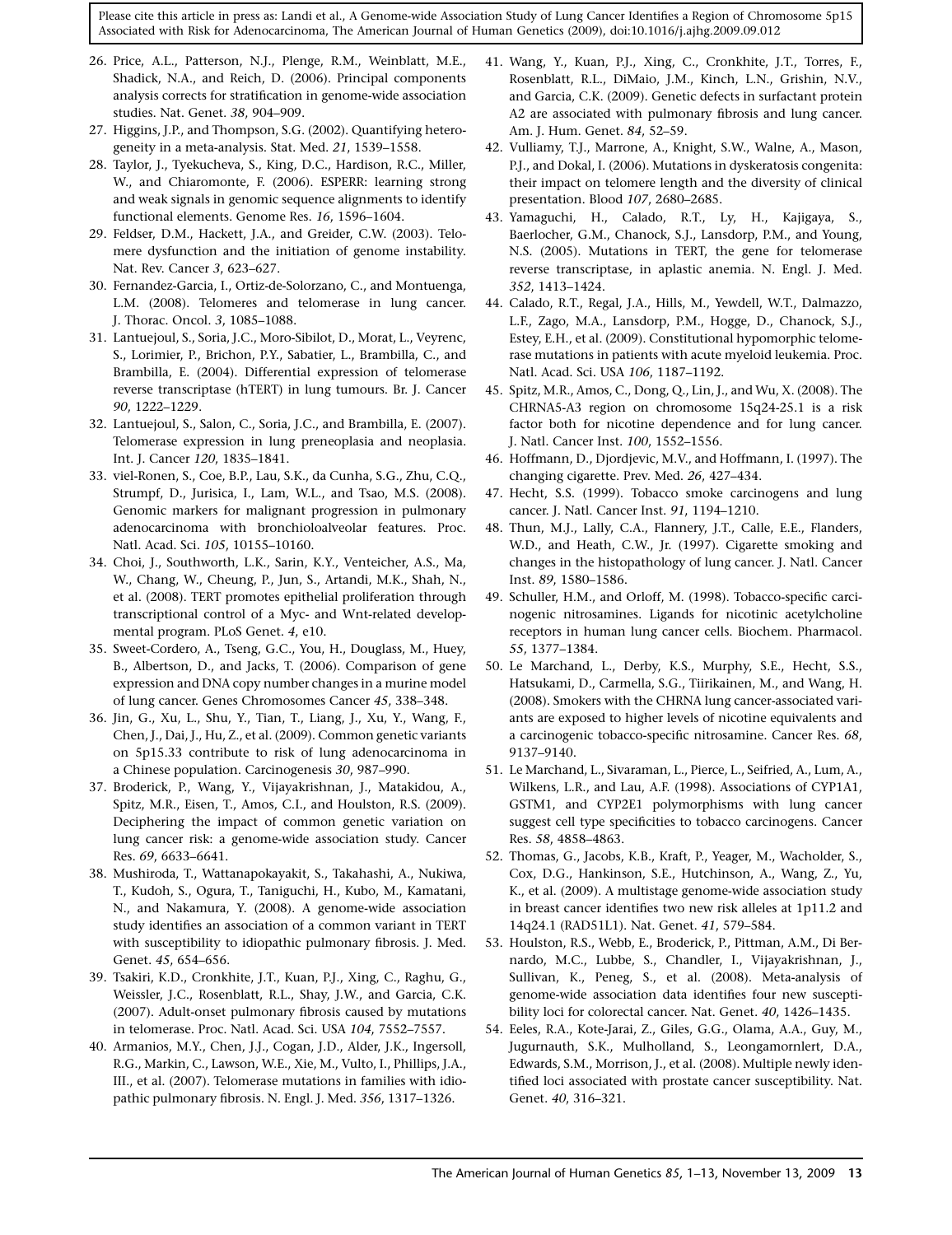26. Price, A.L., Patterson, N.J., Plenge, R.M., Weinblatt, M.E., Shadick, N.A., and Reich, D. (2006). Principal components analysis corrects for stratification in genome-wide association studies. Nat. Genet. *38*, 904–909.
27. Higgins, J.P., and Thompson, S.G. (2002). Quantifying heterogeneity in a meta-analysis. Stat. Med. *21*, 1539–1558.
28. Taylor, J., Tyekucheva, S., King, D.C., Hardison, R.C., Miller, W., and Chiaromonte, F. (2006). ESPERR: learning strong and weak signals in genomic sequence alignments to identify functional elements. Genome Res. *16*, 1596–1604.
29. Feldser, D.M., Hackett, J.A., and Greider, C.W. (2003). Telomere dysfunction and the initiation of genome instability. Nat. Rev. Cancer *3*, 623–627.
30. Fernandez-Garcia, I., Ortiz-de-Solorzano, C., and Montuenga, L.M. (2008). Telomeres and telomerase in lung cancer. J. Thorac. Oncol. *3*, 1085–1088.
31. Lantuejoul, S., Soria, J.C., Moro-Sibilot, D., Morat, L., Veyrenc, S., Lorimier, P., Brichon, P.Y., Sabatier, L., Brambilla, C., and Brambilla, E. (2004). Differential expression of telomerase reverse transcriptase (hTERT) in lung tumours. Br. J. Cancer *90*, 1222–1229.
32. Lantuejoul, S., Salon, C., Soria, J.C., and Brambilla, E. (2007). Telomerase expression in lung preneoplasia and neoplasia. Int. J. Cancer *120*, 1835–1841.
33. viel-Ronen, S., Coe, B.P., Lau, S.K., da Cunha, S.G., Zhu, C.Q., Strumpf, D., Jurisica, I., Lam, W.L., and Tsao, M.S. (2008). Genomic markers for malignant progression in pulmonary adenocarcinoma with bronchioloalveolar features. Proc. Natl. Acad. Sci. *105*, 10155–10160.
34. Choi, J., Southworth, L.K., Sarin, K.Y., Venteicher, A.S., Ma, W., Chang, W., Cheung, P., Jun, S., Artandi, M.K., Shah, N., et al. (2008). TERT promotes epithelial proliferation through transcriptional control of a Myc- and Wnt-related developmental program. PLoS Genet. *4*, e10.
35. Sweet-Cordero, A., Tseng, G.C., You, H., Douglass, M., Huey, B., Albertson, D., and Jacks, T. (2006). Comparison of gene expression and DNA copy number changes in a murine model of lung cancer. Genes Chromosomes Cancer *45*, 338–348.
36. Jin, G., Xu, L., Shu, Y., Tian, T., Liang, J., Xu, Y., Wang, F., Chen, J., Dai, J., Hu, Z., et al. (2009). Common genetic variants on 5p15.33 contribute to risk of lung adenocarcinoma in a Chinese population. Carcinogenesis *30*, 987–990.
37. Broderick, P., Wang, Y., Vijayakrishnan, J., Matakidou, A., Spitz, M.R., Eisen, T., Amos, C.I., and Houlston, R.S. (2009). Deciphering the impact of common genetic variation on lung cancer risk: a genome-wide association study. Cancer Res. *69*, 6633–6641.
38. Mushiroda, T., Wattanapokayakit, S., Takahashi, A., Nukiwa, T., Kudoh, S., Ogura, T., Taniguchi, H., Kubo, M., Kamatani, N., and Nakamura, Y. (2008). A genome-wide association study identifies an association of a common variant in TERT with susceptibility to idiopathic pulmonary fibrosis. J. Med. Genet. *45*, 654–656.
39. Tsakiri, K.D., Cronkhite, J.T., Kuan, P.J., Xing, C., Raghu, G., Weissler, J.C., Rosenblatt, R.L., Shay, J.W., and Garcia, C.K. (2007). Adult-onset pulmonary fibrosis caused by mutations in telomerase. Proc. Natl. Acad. Sci. USA *104*, 7552–7557.
40. Armanios, M.Y., Chen, J.J., Cogan, J.D., Alder, J.K., Ingersoll, R.G., Markin, C., Lawson, W.E., Xie, M., Vulto, I., Phillips, J.A., III., et al. (2007). Telomerase mutations in families with idiopathic pulmonary fibrosis. N. Engl. J. Med. *356*, 1317–1326.
41. Wang, Y., Kuan, P.J., Xing, C., Cronkhite, J.T., Torres, F., Rosenblatt, R.L., DiMaio, J.M., Kinch, L.N., Grishin, N.V., and Garcia, C.K. (2009). Genetic defects in surfactant protein A2 are associated with pulmonary fibrosis and lung cancer. Am. J. Hum. Genet. *84*, 52–59.
42. Vulliamy, T.J., Marrone, A., Knight, S.W., Walne, A., Mason, P.J., and Dokal, I. (2006). Mutations in dyskeratosis congenita: their impact on telomere length and the diversity of clinical presentation. Blood *107*, 2680–2685.
43. Yamaguchi, H., Calado, R.T., Ly, H., Kajigaya, S., Baerlocher, G.M., Chanock, S.J., Lansdorp, P.M., and Young, N.S. (2005). Mutations in TERT, the gene for telomerase reverse transcriptase, in aplastic anemia. N. Engl. J. Med. *352*, 1413–1424.
44. Calado, R.T., Regal, J.A., Hills, M., Yewdell, W.T., Dalmazzo, L.F., Zago, M.A., Lansdorp, P.M., Hogge, D., Chanock, S.J., Estey, E.H., et al. (2009). Constitutional hypomorphic telomerase mutations in patients with acute myeloid leukemia. Proc. Natl. Acad. Sci. USA *106*, 1187–1192.
45. Spitz, M.R., Amos, C., Dong, Q., Lin, J., and Wu, X. (2008). The CHRNA5-A3 region on chromosome 15q24-25.1 is a risk factor both for nicotine dependence and for lung cancer. J. Natl. Cancer Inst. *100*, 1552–1556.
46. Hoffmann, D., Djordjevic, M.V., and Hoffmann, I. (1997). The changing cigarette. Prev. Med. *26*, 427–434.
47. Hecht, S.S. (1999). Tobacco smoke carcinogens and lung cancer. J. Natl. Cancer Inst. *91*, 1194–1210.
48. Thun, M.J., Lally, C.A., Flannery, J.T., Calle, E.E., Flanders, W.D., and Heath, C.W., Jr. (1997). Cigarette smoking and changes in the histopathology of lung cancer. J. Natl. Cancer Inst. *89*, 1580–1586.
49. Schuller, H.M., and Orloff, M. (1998). Tobacco-specific carcinogenic nitrosamines. Ligands for nicotinic acetylcholine receptors in human lung cancer cells. Biochem. Pharmacol. *55*, 1377–1384.
50. Le Marchand, L., Derby, K.S., Murphy, S.E., Hecht, S.S., Hatsukami, D., Carmella, S.G., Tiirikainen, M., and Wang, H. (2008). Smokers with the CHRNA lung cancer-associated variants are exposed to higher levels of nicotine equivalents and a carcinogenic tobacco-specific nitrosamine. Cancer Res. *68*, 9137–9140.
51. Le Marchand, L., Sivaraman, L., Pierce, L., Seifried, A., Lum, A., Wilkens, L.R., and Lau, A.F. (1998). Associations of CYP1A1, GSTM1, and CYP2E1 polymorphisms with lung cancer suggest cell type specificities to tobacco carcinogens. Cancer Res. *58*, 4858–4863.
52. Thomas, G., Jacobs, K.B., Kraft, P., Yeager, M., Wacholder, S., Cox, D.G., Hankinson, S.E., Hutchinson, A., Wang, Z., Yu, K., et al. (2009). A multistage genome-wide association study in breast cancer identifies two new risk alleles at 1p11.2 and 14q24.1 (RAD51L1). Nat. Genet. *41*, 579–584.
53. Houlston, R.S., Webb, E., Broderick, P., Pittman, A.M., Di Bernardo, M.C., Lubbe, S., Chandler, I., Vijayakrishnan, J., Sullivan, K., Peneg, S., et al. (2008). Meta-analysis of genome-wide association data identifies four new susceptibility loci for colorectal cancer. Nat. Genet. *40*, 1426–1435.
54. Eeles, R.A., Kote-Jarai, Z., Giles, G.G., Olama, A.A., Guy, M., Jugurnauth, S.K., Mulholland, S., Leongamornlert, D.A., Edwards, S.M., Morrison, J., et al. (2008). Multiple newly identified loci associated with prostate cancer susceptibility. Nat. Genet. *40*, 316–321.